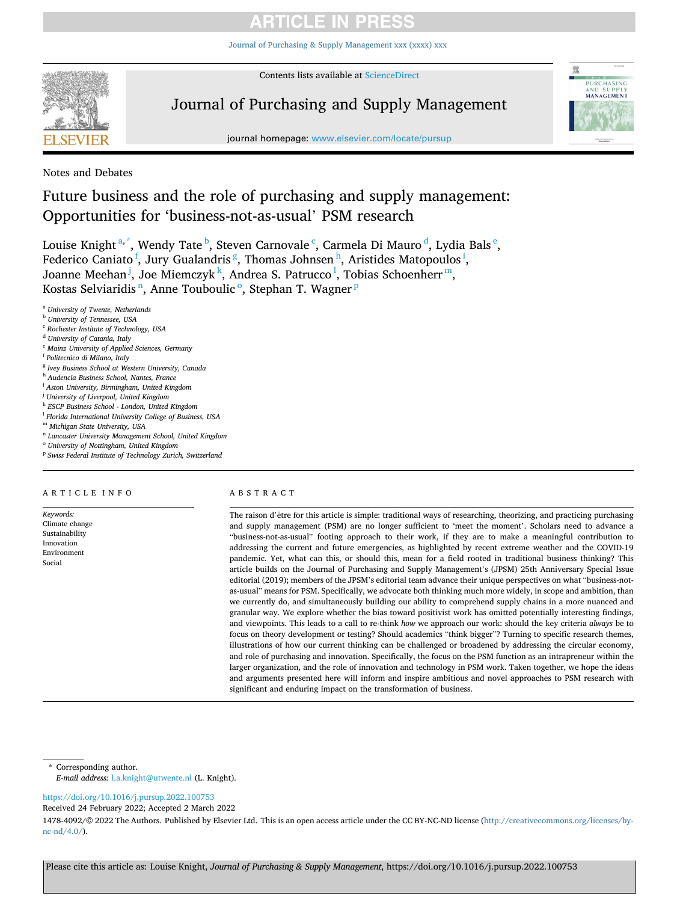Notes and Debates

# Future business and the role of purchasing and supply management: Opportunities for 'business-not-as-usual' PSM research

Louise Knight [a,*], Wendy Tate [b], Steven Carnovale [c], Carmela Di Mauro [d], Lydia Bals [e], Federico Caniato [f], Jury Gualandris [g], Thomas Johnsen [h], Aristides Matopoulos [i], Joanne Meehan [j], Joe Miemczyk [k], Andrea S. Patrucco [l], Tobias Schoenherr [m], Kostas Selviaridis [n], Anne Touboulic [o], Stephan T. Wagner [p]

[a] University of Twente, Netherlands
[b] University of Tennessee, USA
[c] Rochester Institute of Technology, USA
[d] University of Catania, Italy
[e] Mainz University of Applied Sciences, Germany
[f] Politecnico di Milano, Italy
[g] Ivey Business School at Western University, Canada
[h] Audencia Business School, Nantes, France
[i] Aston University, Birmingham, United Kingdom
[j] University of Liverpool, United Kingdom
[k] ESCP Business School - London, United Kingdom
[l] Florida International University College of Business, USA
[m] Michigan State University, USA
[n] Lancaster University Management School, United Kingdom
[o] University of Nottingham, United Kingdom
[p] Swiss Federal Institute of Technology Zurich, Switzerland

## ARTICLE INFO

*Keywords:*
Climate change
Sustainability
Innovation
Environment
Social

## ABSTRACT

The raison d'être for this article is simple: traditional ways of researching, theorizing, and practicing purchasing and supply management (PSM) are no longer sufficient to 'meet the moment'. Scholars need to advance a "business-not-as-usual" footing approach to their work, if they are to make a meaningful contribution to addressing the current and future emergencies, as highlighted by recent extreme weather and the COVID-19 pandemic. Yet, what can this, or should this, mean for a field rooted in traditional business thinking? This article builds on the Journal of Purchasing and Supply Management's (JPSM) 25th Anniversary Special Issue editorial (2019); members of the JPSM's editorial team advance their unique perspectives on what "business-not-as-usual" means for PSM. Specifically, we advocate both thinking much more widely, in scope and ambition, than we currently do, and simultaneously building our ability to comprehend supply chains in a more nuanced and granular way. We explore whether the bias toward positivist work has omitted potentially interesting findings, and viewpoints. This leads to a call to re-think *how* we approach our work: should the key criteria *always* be to focus on theory development or testing? Should academics "think bigger"? Turning to specific research themes, illustrations of how our current thinking can be challenged or broadened by addressing the circular economy, and role of purchasing and innovation. Specifically, the focus on the PSM function as an intrapreneur within the larger organization, and the role of innovation and technology in PSM work. Taken together, we hope the ideas and arguments presented here will inform and inspire ambitious and novel approaches to PSM research with significant and enduring impact on the transformation of business.

---

\* Corresponding author.
*E-mail address:* l.a.knight@utwente.nl (L. Knight).

https://doi.org/10.1016/j.pursup.2022.100753
Received 24 February 2022; Accepted 2 March 2022
1478-4092/© 2022 The Authors. Published by Elsevier Ltd. This is an open access article under the CC BY-NC-ND license (http://creativecommons.org/licenses/by-nc-nd/4.0/).

Please cite this article as: Louise Knight, *Journal of Purchasing & Supply Management*, https://doi.org/10.1016/j.pursup.2022.100753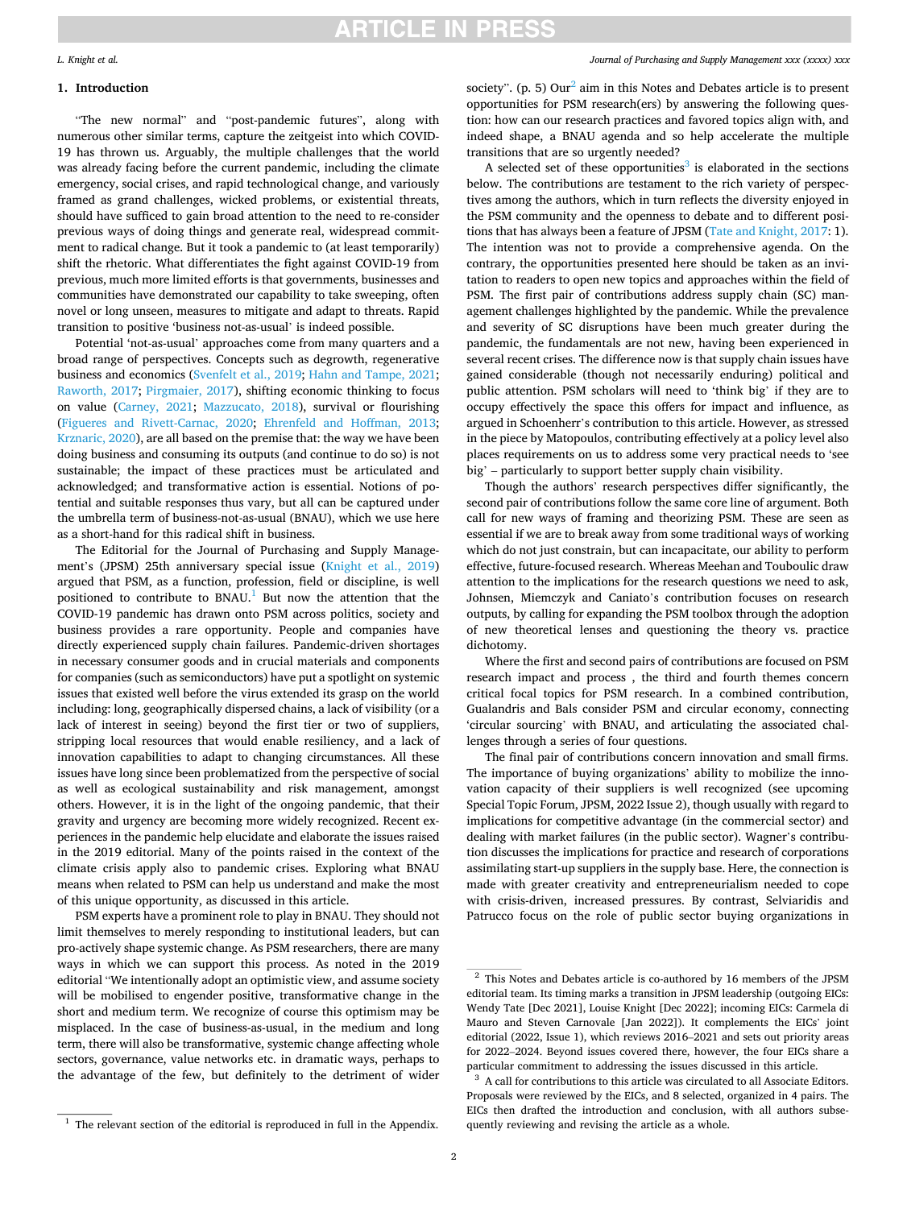## 1. Introduction

"The new normal" and "post-pandemic futures", along with numerous other similar terms, capture the zeitgeist into which COVID-19 has thrown us. Arguably, the multiple challenges that the world was already facing before the current pandemic, including the climate emergency, social crises, and rapid technological change, and variously framed as grand challenges, wicked problems, or existential threats, should have sufficed to gain broad attention to the need to re-consider previous ways of doing things and generate real, widespread commitment to radical change. But it took a pandemic to (at least temporarily) shift the rhetoric. What differentiates the fight against COVID-19 from previous, much more limited efforts is that governments, businesses and communities have demonstrated our capability to take sweeping, often novel or long unseen, measures to mitigate and adapt to threats. Rapid transition to positive 'business not-as-usual' is indeed possible.

Potential 'not-as-usual' approaches come from many quarters and a broad range of perspectives. Concepts such as degrowth, regenerative business and economics (Svenfelt et al., 2019; Hahn and Tampe, 2021; Raworth, 2017; Pirgmaier, 2017), shifting economic thinking to focus on value (Carney, 2021; Mazzucato, 2018), survival or flourishing (Figueres and Rivett-Carnac, 2020; Ehrenfeld and Hoffman, 2013; Krznaric, 2020), are all based on the premise that: the way we have been doing business and consuming its outputs (and continue to do so) is not sustainable; the impact of these practices must be articulated and acknowledged; and transformative action is essential. Notions of potential and suitable responses thus vary, but all can be captured under the umbrella term of business-not-as-usual (BNAU), which we use here as a short-hand for this radical shift in business.

The Editorial for the Journal of Purchasing and Supply Management's (JPSM) 25th anniversary special issue (Knight et al., 2019) argued that PSM, as a function, profession, field or discipline, is well positioned to contribute to BNAU.[1] But now the attention that the COVID-19 pandemic has drawn onto PSM across politics, society and business provides a rare opportunity. People and companies have directly experienced supply chain failures. Pandemic-driven shortages in necessary consumer goods and in crucial materials and components for companies (such as semiconductors) have put a spotlight on systemic issues that existed well before the virus extended its grasp on the world including: long, geographically dispersed chains, a lack of visibility (or a lack of interest in seeing) beyond the first tier or two of suppliers, stripping local resources that would enable resiliency, and a lack of innovation capabilities to adapt to changing circumstances. All these issues have long since been problematized from the perspective of social as well as ecological sustainability and risk management, amongst others. However, it is in the light of the ongoing pandemic, that their gravity and urgency are becoming more widely recognized. Recent experiences in the pandemic help elucidate and elaborate the issues raised in the 2019 editorial. Many of the points raised in the context of the climate crisis apply also to pandemic crises. Exploring what BNAU means when related to PSM can help us understand and make the most of this unique opportunity, as discussed in this article.

PSM experts have a prominent role to play in BNAU. They should not limit themselves to merely responding to institutional leaders, but can pro-actively shape systemic change. As PSM researchers, there are many ways in which we can support this process. As noted in the 2019 editorial "We intentionally adopt an optimistic view, and assume society will be mobilised to engender positive, transformative change in the short and medium term. We recognize of course this optimism may be misplaced. In the case of business-as-usual, in the medium and long term, there will also be transformative, systemic change affecting whole sectors, governance, value networks etc. in dramatic ways, perhaps to the advantage of the few, but definitely to the detriment of wider society". (p. 5) Our[2] aim in this Notes and Debates article is to present opportunities for PSM research(ers) by answering the following question: how can our research practices and favored topics align with, and indeed shape, a BNAU agenda and so help accelerate the multiple transitions that are so urgently needed?

A selected set of these opportunities[3] is elaborated in the sections below. The contributions are testament to the rich variety of perspectives among the authors, which in turn reflects the diversity enjoyed in the PSM community and the openness to debate and to different positions that has always been a feature of JPSM (Tate and Knight, 2017: 1). The intention was not to provide a comprehensive agenda. On the contrary, the opportunities presented here should be taken as an invitation to readers to open new topics and approaches within the field of PSM. The first pair of contributions address supply chain (SC) management challenges highlighted by the pandemic. While the prevalence and severity of SC disruptions have been much greater during the pandemic, the fundamentals are not new, having been experienced in several recent crises. The difference now is that supply chain issues have gained considerable (though not necessarily enduring) political and public attention. PSM scholars will need to 'think big' if they are to occupy effectively the space this offers for impact and influence, as argued in Schoenherr's contribution to this article. However, as stressed in the piece by Matopoulos, contributing effectively at a policy level also places requirements on us to address some very practical needs to 'see big' – particularly to support better supply chain visibility.

Though the authors' research perspectives differ significantly, the second pair of contributions follow the same core line of argument. Both call for new ways of framing and theorizing PSM. These are seen as essential if we are to break away from some traditional ways of working which do not just constrain, but can incapacitate, our ability to perform effective, future-focused research. Whereas Meehan and Touboulic draw attention to the implications for the research questions we need to ask, Johnsen, Miemczyk and Caniato's contribution focuses on research outputs, by calling for expanding the PSM toolbox through the adoption of new theoretical lenses and questioning the theory vs. practice dichotomy.

Where the first and second pairs of contributions are focused on PSM research impact and process , the third and fourth themes concern critical focal topics for PSM research. In a combined contribution, Gualandris and Bals consider PSM and circular economy, connecting 'circular sourcing' with BNAU, and articulating the associated challenges through a series of four questions.

The final pair of contributions concern innovation and small firms. The importance of buying organizations' ability to mobilize the innovation capacity of their suppliers is well recognized (see upcoming Special Topic Forum, JPSM, 2022 Issue 2), though usually with regard to implications for competitive advantage (in the commercial sector) and dealing with market failures (in the public sector). Wagner's contribution discusses the implications for practice and research of corporations assimilating start-up suppliers in the supply base. Here, the connection is made with greater creativity and entrepreneurialism needed to cope with crisis-driven, increased pressures. By contrast, Selviaridis and Patrucco focus on the role of public sector buying organizations in

---

[1] The relevant section of the editorial is reproduced in full in the Appendix.

[2] This Notes and Debates article is co-authored by 16 members of the JPSM editorial team. Its timing marks a transition in JPSM leadership (outgoing EICs: Wendy Tate [Dec 2021], Louise Knight [Dec 2022]; incoming EICs: Carmela di Mauro and Steven Carnovale [Jan 2022]). It complements the EICs' joint editorial (2022, Issue 1), which reviews 2016–2021 and sets out priority areas for 2022–2024. Beyond issues covered there, however, the four EICs share a particular commitment to addressing the issues discussed in this article.

[3] A call for contributions to this article was circulated to all Associate Editors. Proposals were reviewed by the EICs, and 8 selected, organized in 4 pairs. The EICs then drafted the introduction and conclusion, with all authors subsequently reviewing and revising the article as a whole.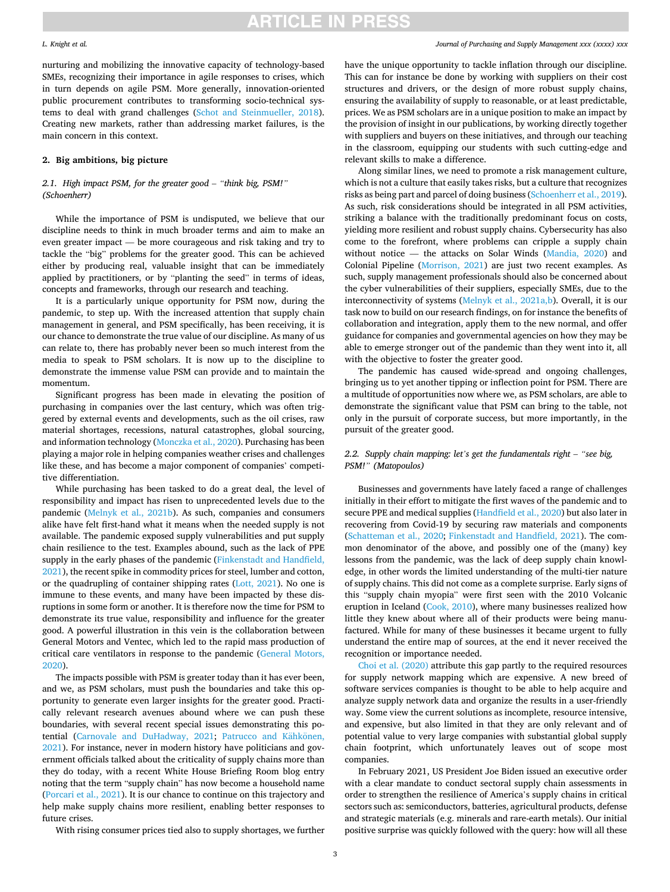nurturing and mobilizing the innovative capacity of technology-based SMEs, recognizing their importance in agile responses to crises, which in turn depends on agile PSM. More generally, innovation-oriented public procurement contributes to transforming socio-technical systems to deal with grand challenges (Schot and Steinmueller, 2018). Creating new markets, rather than addressing market failures, is the main concern in this context.

## 2. Big ambitions, big picture

### 2.1. High impact PSM, for the greater good – "think big, PSM!" (Schoenherr)

While the importance of PSM is undisputed, we believe that our discipline needs to think in much broader terms and aim to make an even greater impact — be more courageous and risk taking and try to tackle the "big" problems for the greater good. This can be achieved either by producing real, valuable insight that can be immediately applied by practitioners, or by "planting the seed" in terms of ideas, concepts and frameworks, through our research and teaching.

It is a particularly unique opportunity for PSM now, during the pandemic, to step up. With the increased attention that supply chain management in general, and PSM specifically, has been receiving, it is our chance to demonstrate the true value of our discipline. As many of us can relate to, there has probably never been so much interest from the media to speak to PSM scholars. It is now up to the discipline to demonstrate the immense value PSM can provide and to maintain the momentum.

Significant progress has been made in elevating the position of purchasing in companies over the last century, which was often triggered by external events and developments, such as the oil crises, raw material shortages, recessions, natural catastrophes, global sourcing, and information technology (Monczka et al., 2020). Purchasing has been playing a major role in helping companies weather crises and challenges like these, and has become a major component of companies' competitive differentiation.

While purchasing has been tasked to do a great deal, the level of responsibility and impact has risen to unprecedented levels due to the pandemic (Melnyk et al., 2021b). As such, companies and consumers alike have felt first-hand what it means when the needed supply is not available. The pandemic exposed supply vulnerabilities and put supply chain resilience to the test. Examples abound, such as the lack of PPE supply in the early phases of the pandemic (Finkenstadt and Handfield, 2021), the recent spike in commodity prices for steel, lumber and cotton, or the quadrupling of container shipping rates (Lott, 2021). No one is immune to these events, and many have been impacted by these disruptions in some form or another. It is therefore now the time for PSM to demonstrate its true value, responsibility and influence for the greater good. A powerful illustration in this vein is the collaboration between General Motors and Ventec, which led to the rapid mass production of critical care ventilators in response to the pandemic (General Motors, 2020).

The impacts possible with PSM is greater today than it has ever been, and we, as PSM scholars, must push the boundaries and take this opportunity to generate even larger insights for the greater good. Practically relevant research avenues abound where we can push these boundaries, with several recent special issues demonstrating this potential (Carnovale and DuHadway, 2021; Patrucco and Kähkönen, 2021). For instance, never in modern history have politicians and government officials talked about the criticality of supply chains more than they do today, with a recent White House Briefing Room blog entry noting that the term "supply chain" has now become a household name (Porcari et al., 2021). It is our chance to continue on this trajectory and help make supply chains more resilient, enabling better responses to future crises.

With rising consumer prices tied also to supply shortages, we further have the unique opportunity to tackle inflation through our discipline. This can for instance be done by working with suppliers on their cost structures and drivers, or the design of more robust supply chains, ensuring the availability of supply to reasonable, or at least predictable, prices. We as PSM scholars are in a unique position to make an impact by the provision of insight in our publications, by working directly together with suppliers and buyers on these initiatives, and through our teaching in the classroom, equipping our students with such cutting-edge and relevant skills to make a difference.

Along similar lines, we need to promote a risk management culture, which is not a culture that easily takes risks, but a culture that recognizes risks as being part and parcel of doing business (Schoenherr et al., 2019). As such, risk considerations should be integrated in all PSM activities, striking a balance with the traditionally predominant focus on costs, yielding more resilient and robust supply chains. Cybersecurity has also come to the forefront, where problems can cripple a supply chain without notice — the attacks on Solar Winds (Mandia, 2020) and Colonial Pipeline (Morrison, 2021) are just two recent examples. As such, supply management professionals should also be concerned about the cyber vulnerabilities of their suppliers, especially SMEs, due to the interconnectivity of systems (Melnyk et al., 2021a,b). Overall, it is our task now to build on our research findings, on for instance the benefits of collaboration and integration, apply them to the new normal, and offer guidance for companies and governmental agencies on how they may be able to emerge stronger out of the pandemic than they went into it, all with the objective to foster the greater good.

The pandemic has caused wide-spread and ongoing challenges, bringing us to yet another tipping or inflection point for PSM. There are a multitude of opportunities now where we, as PSM scholars, are able to demonstrate the significant value that PSM can bring to the table, not only in the pursuit of corporate success, but more importantly, in the pursuit of the greater good.

### 2.2. Supply chain mapping: let's get the fundamentals right – "see big, PSM!" (Matopoulos)

Businesses and governments have lately faced a range of challenges initially in their effort to mitigate the first waves of the pandemic and to secure PPE and medical supplies (Handfield et al., 2020) but also later in recovering from Covid-19 by securing raw materials and components (Schatteman et al., 2020; Finkenstadt and Handfield, 2021). The common denominator of the above, and possibly one of the (many) key lessons from the pandemic, was the lack of deep supply chain knowledge, in other words the limited understanding of the multi-tier nature of supply chains. This did not come as a complete surprise. Early signs of this "supply chain myopia" were first seen with the 2010 Volcanic eruption in Iceland (Cook, 2010), where many businesses realized how little they knew about where all of their products were being manufactured. While for many of these businesses it became urgent to fully understand the entire map of sources, at the end it never received the recognition or importance needed.

Choi et al. (2020) attribute this gap partly to the required resources for supply network mapping which are expensive. A new breed of software services companies is thought to be able to help acquire and analyze supply network data and organize the results in a user-friendly way. Some view the current solutions as incomplete, resource intensive, and expensive, but also limited in that they are only relevant and of potential value to very large companies with substantial global supply chain footprint, which unfortunately leaves out of scope most companies.

In February 2021, US President Joe Biden issued an executive order with a clear mandate to conduct sectoral supply chain assessments in order to strengthen the resilience of America's supply chains in critical sectors such as: semiconductors, batteries, agricultural products, defense and strategic materials (e.g. minerals and rare-earth metals). Our initial positive surprise was quickly followed with the query: how will all these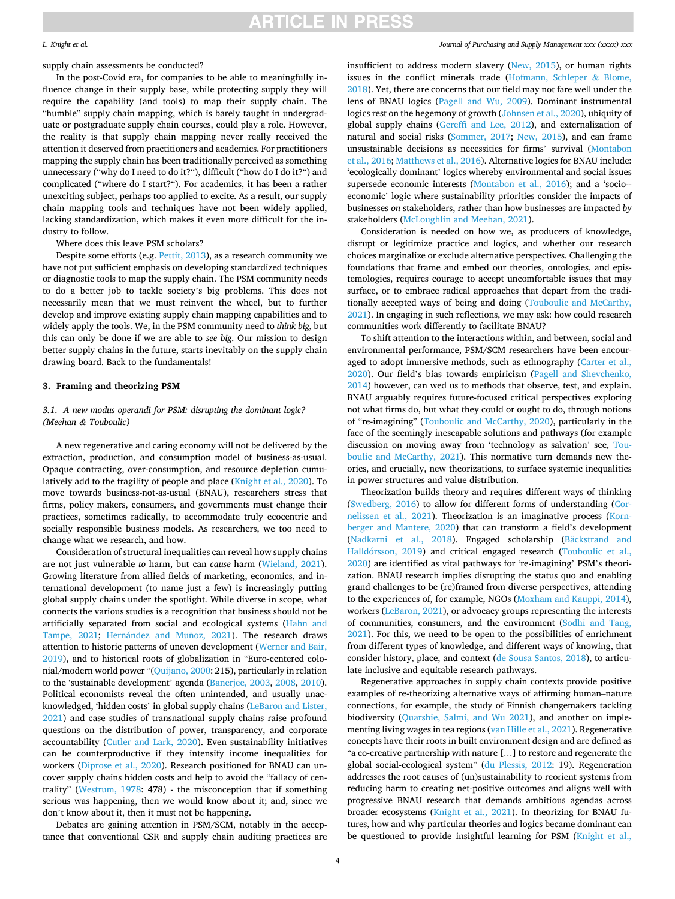supply chain assessments be conducted?

In the post-Covid era, for companies to be able to meaningfully influence change in their supply base, while protecting supply they will require the capability (and tools) to map their supply chain. The "humble" supply chain mapping, which is barely taught in undergraduate or postgraduate supply chain courses, could play a role. However, the reality is that supply chain mapping never really received the attention it deserved from practitioners and academics. For practitioners mapping the supply chain has been traditionally perceived as something unnecessary ("why do I need to do it?"), difficult ("how do I do it?") and complicated ("where do I start?"). For academics, it has been a rather unexciting subject, perhaps too applied to excite. As a result, our supply chain mapping tools and techniques have not been widely applied, lacking standardization, which makes it even more difficult for the industry to follow.

Where does this leave PSM scholars?

Despite some efforts (e.g. Pettit, 2013), as a research community we have not put sufficient emphasis on developing standardized techniques or diagnostic tools to map the supply chain. The PSM community needs to do a better job to tackle society's big problems. This does not necessarily mean that we must reinvent the wheel, but to further develop and improve existing supply chain mapping capabilities and to widely apply the tools. We, in the PSM community need to *think big*, but this can only be done if we are able to *see big*. Our mission to design better supply chains in the future, starts inevitably on the supply chain drawing board. Back to the fundamentals!

## 3. Framing and theorizing PSM

### *3.1. A new modus operandi for PSM: disrupting the dominant logic? (Meehan & Touboulic)*

A new regenerative and caring economy will not be delivered by the extraction, production, and consumption model of business-as-usual. Opaque contracting, over-consumption, and resource depletion cumulatively add to the fragility of people and place (Knight et al., 2020). To move towards business-not-as-usual (BNAU), researchers stress that firms, policy makers, consumers, and governments must change their practices, sometimes radically, to accommodate truly ecocentric and socially responsible business models. As researchers, we too need to change what we research, and how.

Consideration of structural inequalities can reveal how supply chains are not just vulnerable *to* harm, but can *cause* harm (Wieland, 2021). Growing literature from allied fields of marketing, economics, and international development (to name just a few) is increasingly putting global supply chains under the spotlight. While diverse in scope, what connects the various studies is a recognition that business should not be artificially separated from social and ecological systems (Hahn and Tampe, 2021; Hernández and Muñoz, 2021). The research draws attention to historic patterns of uneven development (Werner and Bair, 2019), and to historical roots of globalization in "Euro-centered colonial/modern world power "(Quijano, 2000: 215), particularly in relation to the 'sustainable development' agenda (Banerjee, 2003, 2008, 2010). Political economists reveal the often unintended, and usually unacknowledged, 'hidden costs' in global supply chains (LeBaron and Lister, 2021) and case studies of transnational supply chains raise profound questions on the distribution of power, transparency, and corporate accountability (Cutler and Lark, 2020). Even sustainability initiatives can be counterproductive if they intensify income inequalities for workers (Diprose et al., 2020). Research positioned for BNAU can uncover supply chains hidden costs and help to avoid the "fallacy of centrality" (Westrum, 1978: 478) - the misconception that if something serious was happening, then we would know about it; and, since we don't know about it, then it must not be happening.

Debates are gaining attention in PSM/SCM, notably in the acceptance that conventional CSR and supply chain auditing practices are insufficient to address modern slavery (New, 2015), or human rights issues in the conflict minerals trade (Hofmann, Schleper & Blome, 2018). Yet, there are concerns that our field may not fare well under the lens of BNAU logics (Pagell and Wu, 2009). Dominant instrumental logics rest on the hegemony of growth (Johnsen et al., 2020), ubiquity of global supply chains (Gereffi and Lee, 2012), and externalization of natural and social risks (Sommer, 2017; New, 2015), and can frame unsustainable decisions as necessities for firms' survival (Montabon et al., 2016; Matthews et al., 2016). Alternative logics for BNAU include: 'ecologically dominant' logics whereby environmental and social issues supersede economic interests (Montabon et al., 2016); and a 'socio-economic' logic where sustainability priorities consider the impacts of businesses *on* stakeholders, rather than how businesses are impacted *by* stakeholders (McLoughlin and Meehan, 2021).

Consideration is needed on how we, as producers of knowledge, disrupt or legitimize practice and logics, and whether our research choices marginalize or exclude alternative perspectives. Challenging the foundations that frame and embed our theories, ontologies, and epistemologies, requires courage to accept uncomfortable issues that may surface, or to embrace radical approaches that depart from the traditionally accepted ways of being and doing (Touboulic and McCarthy, 2021). In engaging in such reflections, we may ask: how could research communities work differently to facilitate BNAU?

To shift attention to the interactions within, and between, social and environmental performance, PSM/SCM researchers have been encouraged to adopt immersive methods, such as ethnography (Carter et al., 2020). Our field's bias towards empiricism (Pagell and Shevchenko, 2014) however, can wed us to methods that observe, test, and explain. BNAU arguably requires future-focused critical perspectives exploring not what firms do, but what they could or ought to do, through notions of "re-imagining" (Touboulic and McCarthy, 2020), particularly in the face of the seemingly inescapable solutions and pathways (for example discussion on moving away from 'technology as salvation' see, Touboulic and McCarthy, 2021). This normative turn demands new theories, and crucially, new theorizations, to surface systemic inequalities in power structures and value distribution.

Theorization builds theory and requires different ways of thinking (Swedberg, 2016) to allow for different forms of understanding (Cornelissen et al., 2021). Theorization is an imaginative process (Kornberger and Mantere, 2020) that can transform a field's development (Nadkarni et al., 2018). Engaged scholarship (Bäckstrand and Halldórsson, 2019) and critical engaged research (Touboulic et al., 2020) are identified as vital pathways for 're-imagining' PSM's theorization. BNAU research implies disrupting the status quo and enabling grand challenges to be (re)framed from diverse perspectives, attending to the experiences of, for example, NGOs (Moxham and Kauppi, 2014), workers (LeBaron, 2021), or advocacy groups representing the interests of communities, consumers, and the environment (Sodhi and Tang, 2021). For this, we need to be open to the possibilities of enrichment from different types of knowledge, and different ways of knowing, that consider history, place, and context (de Sousa Santos, 2018), to articulate inclusive and equitable research pathways.

Regenerative approaches in supply chain contexts provide positive examples of re-theorizing alternative ways of affirming human–nature connections, for example, the study of Finnish changemakers tackling biodiversity (Quarshie, Salmi, and Wu 2021), and another on implementing living wages in tea regions (van Hille et al., 2021). Regenerative concepts have their roots in built environment design and are defined as "a co-creative partnership with nature […] to restore and regenerate the global social-ecological system" (du Plessis, 2012: 19). Regeneration addresses the root causes of (un)sustainability to reorient systems from reducing harm to creating net-positive outcomes and aligns well with progressive BNAU research that demands ambitious agendas across broader ecosystems (Knight et al., 2021). In theorizing for BNAU futures, how and why particular theories and logics became dominant can be questioned to provide insightful learning for PSM (Knight et al.,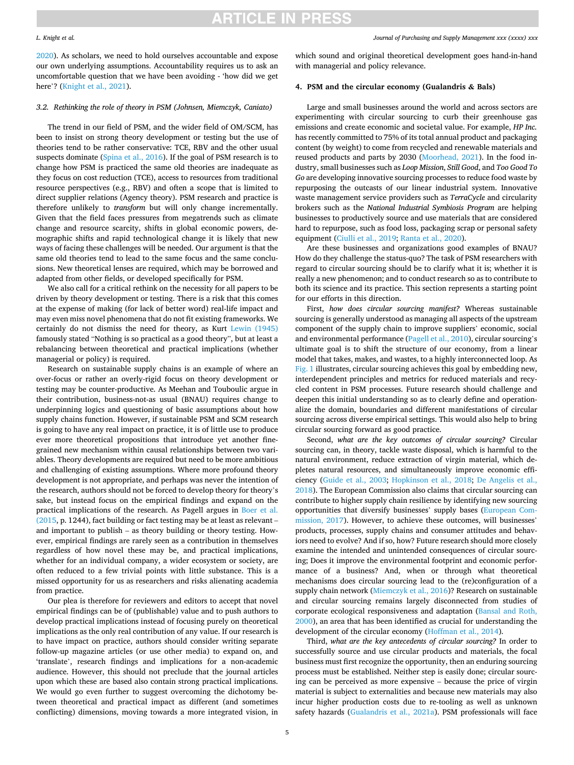2020). As scholars, we need to hold ourselves accountable and expose our own underlying assumptions. Accountability requires us to ask an uncomfortable question that we have been avoiding - 'how did we get here'? (Knight et al., 2021).

### 3.2. Rethinking the role of theory in PSM (Johnsen, Miemczyk, Caniato)

The trend in our field of PSM, and the wider field of OM/SCM, has been to insist on strong theory development or testing but the use of theories tend to be rather conservative: TCE, RBV and the other usual suspects dominate (Spina et al., 2016). If the goal of PSM research is to change how PSM is practiced the same old theories are inadequate as they focus on cost reduction (TCE), access to resources from traditional resource perspectives (e.g., RBV) and often a scope that is limited to direct supplier relations (Agency theory). PSM research and practice is therefore unlikely to *transform* but will only change incrementally. Given that the field faces pressures from megatrends such as climate change and resource scarcity, shifts in global economic powers, demographic shifts and rapid technological change it is likely that new ways of facing these challenges will be needed. Our argument is that the same old theories tend to lead to the same focus and the same conclusions. New theoretical lenses are required, which may be borrowed and adapted from other fields, or developed specifically for PSM.

We also call for a critical rethink on the necessity for all papers to be driven by theory development or testing. There is a risk that this comes at the expense of making (for lack of better word) real-life impact and may even miss novel phenomena that do not fit existing frameworks. We certainly do not dismiss the need for theory, as Kurt Lewin (1945) famously stated "Nothing is so practical as a good theory", but at least a rebalancing between theoretical and practical implications (whether managerial or policy) is required.

Research on sustainable supply chains is an example of where an over-focus or rather an overly-rigid focus on theory development or testing may be counter-productive. As Meehan and Touboulic argue in their contribution, business-not-as usual (BNAU) requires change to underpinning logics and questioning of basic assumptions about how supply chains function. However, if sustainable PSM and SCM research is going to have any real impact on practice, it is of little use to produce ever more theoretical propositions that introduce yet another fine-grained new mechanism within causal relationships between two variables. Theory developments are required but need to be more ambitious and challenging of existing assumptions. Where more profound theory development is not appropriate, and perhaps was never the intention of the research, authors should not be forced to develop theory for theory's sake, but instead focus on the empirical findings and expand on the practical implications of the research. As Pagell argues in Boer et al. (2015, p. 1244), fact building or fact testing may be at least as relevant – and important to publish – as theory building or theory testing. However, empirical findings are rarely seen as a contribution in themselves regardless of how novel these may be, and practical implications, whether for an individual company, a wider ecosystem or society, are often reduced to a few trivial points with little substance. This is a missed opportunity for us as researchers and risks alienating academia from practice.

Our plea is therefore for reviewers and editors to accept that novel empirical findings can be of (publishable) value and to push authors to develop practical implications instead of focusing purely on theoretical implications as the only real contribution of any value. If our research is to have impact on practice, authors should consider writing separate follow-up magazine articles (or use other media) to expand on, and 'translate', research findings and implications for a non-academic audience. However, this should not preclude that the journal articles upon which these are based also contain strong practical implications. We would go even further to suggest overcoming the dichotomy between theoretical and practical impact as different (and sometimes conflicting) dimensions, moving towards a more integrated vision, in which sound and original theoretical development goes hand-in-hand with managerial and policy relevance.

## 4. PSM and the circular economy (Gualandris & Bals)

Large and small businesses around the world and across sectors are experimenting with circular sourcing to curb their greenhouse gas emissions and create economic and societal value. For example, *HP Inc.* has recently committed to 75% of its total annual product and packaging content (by weight) to come from recycled and renewable materials and reused products and parts by 2030 (Moorhead, 2021). In the food industry, small businesses such as *Loop Mission*, *Still Good*, and *Too Good To Go* are developing innovative sourcing processes to reduce food waste by repurposing the outcasts of our linear industrial system. Innovative waste management service providers such as *TerraCycle* and circularity brokers such as the *National Industrial Symbiosis Program* are helping businesses to productively source and use materials that are considered hard to repurpose, such as food loss, packaging scrap or personal safety equipment (Ciulli et al., 2019; Ranta et al., 2020).

Are these businesses and organizations good examples of BNAU? How do they challenge the status-quo? The task of PSM researchers with regard to circular sourcing should be to clarify what it is; whether it is really a new phenomenon; and to conduct research so as to contribute to both its science and its practice. This section represents a starting point for our efforts in this direction.

First, *how does circular sourcing manifest?* Whereas sustainable sourcing is generally understood as managing all aspects of the upstream component of the supply chain to improve suppliers' economic, social and environmental performance (Pagell et al., 2010), circular sourcing's ultimate goal is to shift the structure of our economy, from a linear model that takes, makes, and wastes, to a highly interconnected loop. As Fig. 1 illustrates, circular sourcing achieves this goal by embedding new, interdependent principles and metrics for reduced materials and recycled content in PSM processes. Future research should challenge and deepen this initial understanding so as to clearly define and operationalize the domain, boundaries and different manifestations of circular sourcing across diverse empirical settings. This would also help to bring circular sourcing forward as good practice.

Second, *what are the key outcomes of circular sourcing?* Circular sourcing can, in theory, tackle waste disposal, which is harmful to the natural environment, reduce extraction of virgin material, which depletes natural resources, and simultaneously improve economic efficiency (Guide et al., 2003; Hopkinson et al., 2018; De Angelis et al., 2018). The European Commission also claims that circular sourcing can contribute to higher supply chain resilience by identifying new sourcing opportunities that diversify businesses' supply bases (European Commission, 2017). However, to achieve these outcomes, will businesses' products, processes, supply chains and consumer attitudes and behaviors need to evolve? And if so, how? Future research should more closely examine the intended and unintended consequences of circular sourcing; Does it improve the environmental footprint and economic performance of a business? And, when or through what theoretical mechanisms does circular sourcing lead to the (re)configuration of a supply chain network (Miemczyk et al., 2016)? Research on sustainable and circular sourcing remains largely disconnected from studies of corporate ecological responsiveness and adaptation (Bansal and Roth, 2000), an area that has been identified as crucial for understanding the development of the circular economy (Hoffman et al., 2014).

Third, *what are the key antecedents of circular sourcing?* In order to successfully source and use circular products and materials, the focal business must first recognize the opportunity, then an enduring sourcing process must be established. Neither step is easily done; circular sourcing can be perceived as more expensive – because the price of virgin material is subject to externalities and because new materials may also incur higher production costs due to re-tooling as well as unknown safety hazards (Gualandris et al., 2021a). PSM professionals will face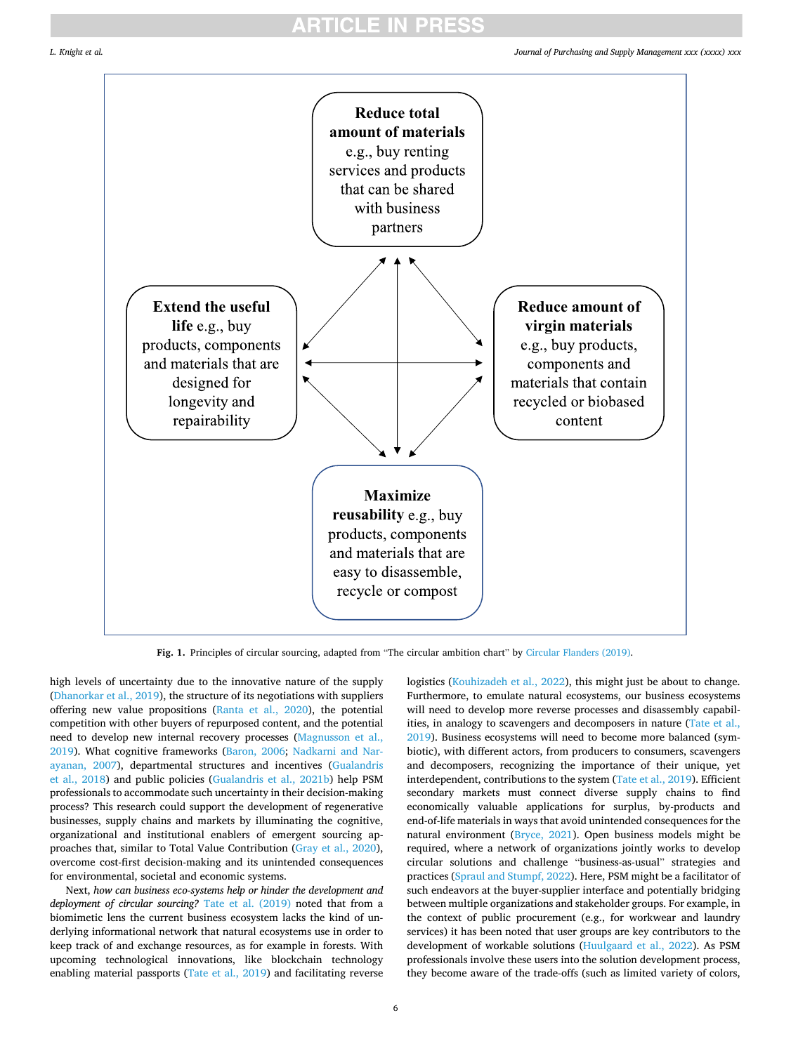**Reduce total amount of materials** e.g., buy renting services and products that can be shared with business partners

**Extend the useful life** e.g., buy products, components and materials that are designed for longevity and repairability

**Reduce amount of virgin materials** e.g., buy products, components and materials that contain recycled or biobased content

**Maximize reusability** e.g., buy products, components and materials that are easy to disassemble, recycle or compost

**Fig. 1.** Principles of circular sourcing, adapted from "The circular ambition chart" by Circular Flanders (2019).

high levels of uncertainty due to the innovative nature of the supply (Dhanorkar et al., 2019), the structure of its negotiations with suppliers offering new value propositions (Ranta et al., 2020), the potential competition with other buyers of repurposed content, and the potential need to develop new internal recovery processes (Magnusson et al., 2019). What cognitive frameworks (Baron, 2006; Nadkarni and Narayanan, 2007), departmental structures and incentives (Gualandris et al., 2018) and public policies (Gualandris et al., 2021b) help PSM professionals to accommodate such uncertainty in their decision-making process? This research could support the development of regenerative businesses, supply chains and markets by illuminating the cognitive, organizational and institutional enablers of emergent sourcing approaches that, similar to Total Value Contribution (Gray et al., 2020), overcome cost-first decision-making and its unintended consequences for environmental, societal and economic systems.

Next, *how can business eco-systems help or hinder the development and deployment of circular sourcing?* Tate et al. (2019) noted that from a biomimetic lens the current business ecosystem lacks the kind of underlying informational network that natural ecosystems use in order to keep track of and exchange resources, as for example in forests. With upcoming technological innovations, like blockchain technology enabling material passports (Tate et al., 2019) and facilitating reverse logistics (Kouhizadeh et al., 2022), this might just be about to change. Furthermore, to emulate natural ecosystems, our business ecosystems will need to develop more reverse processes and disassembly capabilities, in analogy to scavengers and decomposers in nature (Tate et al., 2019). Business ecosystems will need to become more balanced (symbiotic), with different actors, from producers to consumers, scavengers and decomposers, recognizing the importance of their unique, yet interdependent, contributions to the system (Tate et al., 2019). Efficient secondary markets must connect diverse supply chains to find economically valuable applications for surplus, by-products and end-of-life materials in ways that avoid unintended consequences for the natural environment (Bryce, 2021). Open business models might be required, where a network of organizations jointly works to develop circular solutions and challenge "business-as-usual" strategies and practices (Spraul and Stumpf, 2022). Here, PSM might be a facilitator of such endeavors at the buyer-supplier interface and potentially bridging between multiple organizations and stakeholder groups. For example, in the context of public procurement (e.g., for workwear and laundry services) it has been noted that user groups are key contributors to the development of workable solutions (Huulgaard et al., 2022). As PSM professionals involve these users into the solution development process, they become aware of the trade-offs (such as limited variety of colors,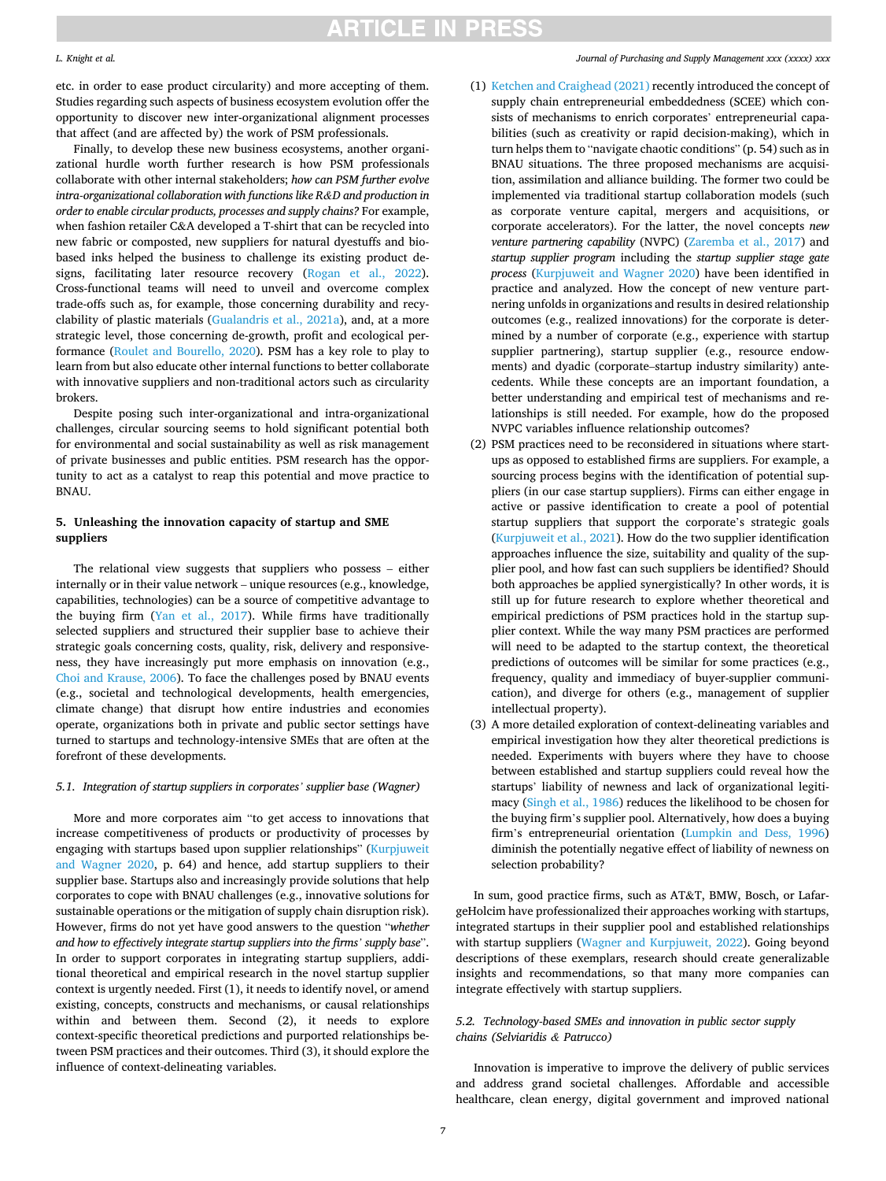etc. in order to ease product circularity) and more accepting of them. Studies regarding such aspects of business ecosystem evolution offer the opportunity to discover new inter-organizational alignment processes that affect (and are affected by) the work of PSM professionals.

Finally, to develop these new business ecosystems, another organizational hurdle worth further research is how PSM professionals collaborate with other internal stakeholders; *how can PSM further evolve intra-organizational collaboration with functions like R&D and production in order to enable circular products, processes and supply chains?* For example, when fashion retailer C&A developed a T-shirt that can be recycled into new fabric or composted, new suppliers for natural dyestuffs and bio-based inks helped the business to challenge its existing product designs, facilitating later resource recovery (Rogan et al., 2022). Cross-functional teams will need to unveil and overcome complex trade-offs such as, for example, those concerning durability and recyclability of plastic materials (Gualandris et al., 2021a), and, at a more strategic level, those concerning de-growth, profit and ecological performance (Roulet and Bourello, 2020). PSM has a key role to play to learn from but also educate other internal functions to better collaborate with innovative suppliers and non-traditional actors such as circularity brokers.

Despite posing such inter-organizational and intra-organizational challenges, circular sourcing seems to hold significant potential both for environmental and social sustainability as well as risk management of private businesses and public entities. PSM research has the opportunity to act as a catalyst to reap this potential and move practice to BNAU.

## 5. Unleashing the innovation capacity of startup and SME suppliers

The relational view suggests that suppliers who possess – either internally or in their value network – unique resources (e.g., knowledge, capabilities, technologies) can be a source of competitive advantage to the buying firm (Yan et al., 2017). While firms have traditionally selected suppliers and structured their supplier base to achieve their strategic goals concerning costs, quality, risk, delivery and responsiveness, they have increasingly put more emphasis on innovation (e.g., Choi and Krause, 2006). To face the challenges posed by BNAU events (e.g., societal and technological developments, health emergencies, climate change) that disrupt how entire industries and economies operate, organizations both in private and public sector settings have turned to startups and technology-intensive SMEs that are often at the forefront of these developments.

### 5.1. Integration of startup suppliers in corporates' supplier base (Wagner)

More and more corporates aim "to get access to innovations that increase competitiveness of products or productivity of processes by engaging with startups based upon supplier relationships" (Kurpjuweit and Wagner 2020, p. 64) and hence, add startup suppliers to their supplier base. Startups also and increasingly provide solutions that help corporates to cope with BNAU challenges (e.g., innovative solutions for sustainable operations or the mitigation of supply chain disruption risk). However, firms do not yet have good answers to the question "*whether and how to effectively integrate startup suppliers into the firms' supply base*". In order to support corporates in integrating startup suppliers, additional theoretical and empirical research in the novel startup supplier context is urgently needed. First (1), it needs to identify novel, or amend existing, concepts, constructs and mechanisms, or causal relationships within and between them. Second (2), it needs to explore context-specific theoretical predictions and purported relationships between PSM practices and their outcomes. Third (3), it should explore the influence of context-delineating variables.

(1) Ketchen and Craighead (2021) recently introduced the concept of supply chain entrepreneurial embeddedness (SCEE) which consists of mechanisms to enrich corporates' entrepreneurial capabilities (such as creativity or rapid decision-making), which in turn helps them to "navigate chaotic conditions" (p. 54) such as in BNAU situations. The three proposed mechanisms are acquisition, assimilation and alliance building. The former two could be implemented via traditional startup collaboration models (such as corporate venture capital, mergers and acquisitions, or corporate accelerators). For the latter, the novel concepts *new venture partnering capability* (NVPC) (Zaremba et al., 2017) and *startup supplier program* including the *startup supplier stage gate process* (Kurpjuweit and Wagner 2020) have been identified in practice and analyzed. How the concept of new venture partnering unfolds in organizations and results in desired relationship outcomes (e.g., realized innovations) for the corporate is determined by a number of corporate (e.g., experience with startup supplier partnering), startup supplier (e.g., resource endowments) and dyadic (corporate–startup industry similarity) antecedents. While these concepts are an important foundation, a better understanding and empirical test of mechanisms and relationships is still needed. For example, how do the proposed NVPC variables influence relationship outcomes?

(2) PSM practices need to be reconsidered in situations where startups as opposed to established firms are suppliers. For example, a sourcing process begins with the identification of potential suppliers (in our case startup suppliers). Firms can either engage in active or passive identification to create a pool of potential startup suppliers that support the corporate's strategic goals (Kurpjuweit et al., 2021). How do the two supplier identification approaches influence the size, suitability and quality of the supplier pool, and how fast can such suppliers be identified? Should both approaches be applied synergistically? In other words, it is still up for future research to explore whether theoretical and empirical predictions of PSM practices hold in the startup supplier context. While the way many PSM practices are performed will need to be adapted to the startup context, the theoretical predictions of outcomes will be similar for some practices (e.g., frequency, quality and immediacy of buyer-supplier communication), and diverge for others (e.g., management of supplier intellectual property).

(3) A more detailed exploration of context-delineating variables and empirical investigation how they alter theoretical predictions is needed. Experiments with buyers where they have to choose between established and startup suppliers could reveal how the startups' liability of newness and lack of organizational legitimacy (Singh et al., 1986) reduces the likelihood to be chosen for the buying firm's supplier pool. Alternatively, how does a buying firm's entrepreneurial orientation (Lumpkin and Dess, 1996) diminish the potentially negative effect of liability of newness on selection probability?

In sum, good practice firms, such as AT&T, BMW, Bosch, or LafargeHolcim have professionalized their approaches working with startups, integrated startups in their supplier pool and established relationships with startup suppliers (Wagner and Kurpjuweit, 2022). Going beyond descriptions of these exemplars, research should create generalizable insights and recommendations, so that many more companies can integrate effectively with startup suppliers.

### 5.2. Technology-based SMEs and innovation in public sector supply chains (Selviaridis & Patrucco)

Innovation is imperative to improve the delivery of public services and address grand societal challenges. Affordable and accessible healthcare, clean energy, digital government and improved national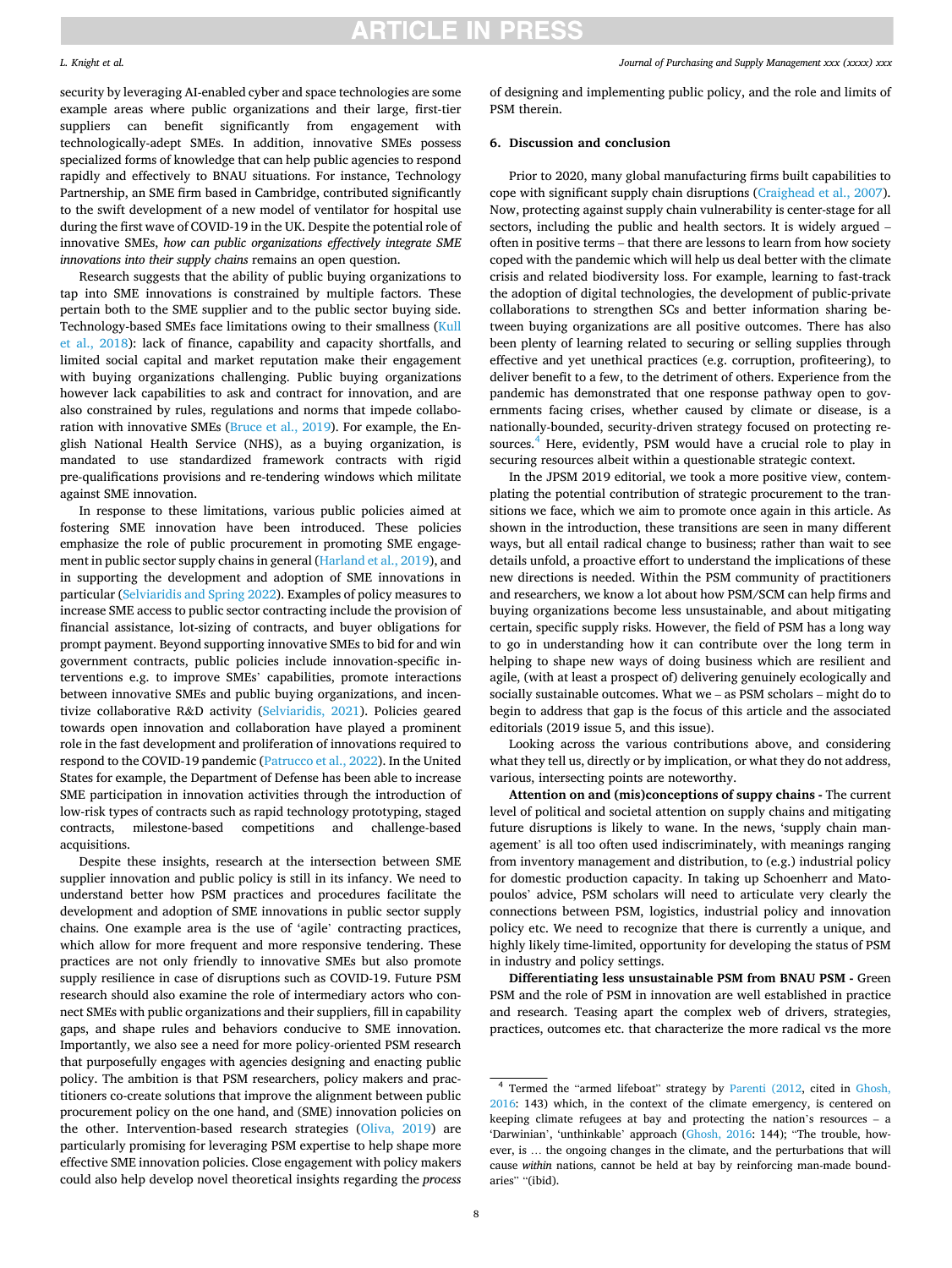security by leveraging AI-enabled cyber and space technologies are some example areas where public organizations and their large, first-tier suppliers can benefit significantly from engagement with technologically-adept SMEs. In addition, innovative SMEs possess specialized forms of knowledge that can help public agencies to respond rapidly and effectively to BNAU situations. For instance, Technology Partnership, an SME firm based in Cambridge, contributed significantly to the swift development of a new model of ventilator for hospital use during the first wave of COVID-19 in the UK. Despite the potential role of innovative SMEs, ***how can public organizations effectively integrate SME innovations into their supply chains*** remains an open question.

Research suggests that the ability of public buying organizations to tap into SME innovations is constrained by multiple factors. These pertain both to the SME supplier and to the public sector buying side. Technology-based SMEs face limitations owing to their smallness (Kull et al., 2018): lack of finance, capability and capacity shortfalls, and limited social capital and market reputation make their engagement with buying organizations challenging. Public buying organizations however lack capabilities to ask and contract for innovation, and are also constrained by rules, regulations and norms that impede collaboration with innovative SMEs (Bruce et al., 2019). For example, the English National Health Service (NHS), as a buying organization, is mandated to use standardized framework contracts with rigid pre-qualifications provisions and re-tendering windows which militate against SME innovation.

In response to these limitations, various public policies aimed at fostering SME innovation have been introduced. These policies emphasize the role of public procurement in promoting SME engagement in public sector supply chains in general (Harland et al., 2019), and in supporting the development and adoption of SME innovations in particular (Selviaridis and Spring 2022). Examples of policy measures to increase SME access to public sector contracting include the provision of financial assistance, lot-sizing of contracts, and buyer obligations for prompt payment. Beyond supporting innovative SMEs to bid for and win government contracts, public policies include innovation-specific interventions e.g. to improve SMEs' capabilities, promote interactions between innovative SMEs and public buying organizations, and incentivize collaborative R&D activity (Selviaridis, 2021). Policies geared towards open innovation and collaboration have played a prominent role in the fast development and proliferation of innovations required to respond to the COVID-19 pandemic (Patrucco et al., 2022). In the United States for example, the Department of Defense has been able to increase SME participation in innovation activities through the introduction of low-risk types of contracts such as rapid technology prototyping, staged contracts, milestone-based competitions and challenge-based acquisitions.

Despite these insights, research at the intersection between SME supplier innovation and public policy is still in its infancy. We need to understand better how PSM practices and procedures facilitate the development and adoption of SME innovations in public sector supply chains. One example area is the use of 'agile' contracting practices, which allow for more frequent and more responsive tendering. These practices are not only friendly to innovative SMEs but also promote supply resilience in case of disruptions such as COVID-19. Future PSM research should also examine the role of intermediary actors who connect SMEs with public organizations and their suppliers, fill in capability gaps, and shape rules and behaviors conducive to SME innovation. Importantly, we also see a need for more policy-oriented PSM research that purposefully engages with agencies designing and enacting public policy. The ambition is that PSM researchers, policy makers and practitioners co-create solutions that improve the alignment between public procurement policy on the one hand, and (SME) innovation policies on the other. Intervention-based research strategies (Oliva, 2019) are particularly promising for leveraging PSM expertise to help shape more effective SME innovation policies. Close engagement with policy makers could also help develop novel theoretical insights regarding the *process* of designing and implementing public policy, and the role and limits of PSM therein.

## 6. Discussion and conclusion

Prior to 2020, many global manufacturing firms built capabilities to cope with significant supply chain disruptions (Craighead et al., 2007). Now, protecting against supply chain vulnerability is center-stage for all sectors, including the public and health sectors. It is widely argued – often in positive terms – that there are lessons to learn from how society coped with the pandemic which will help us deal better with the climate crisis and related biodiversity loss. For example, learning to fast-track the adoption of digital technologies, the development of public-private collaborations to strengthen SCs and better information sharing between buying organizations are all positive outcomes. There has also been plenty of learning related to securing or selling supplies through effective and yet unethical practices (e.g. corruption, profiteering), to deliver benefit to a few, to the detriment of others. Experience from the pandemic has demonstrated that one response pathway open to governments facing crises, whether caused by climate or disease, is a nationally-bounded, security-driven strategy focused on protecting resources.[4] Here, evidently, PSM would have a crucial role to play in securing resources albeit within a questionable strategic context.

In the JPSM 2019 editorial, we took a more positive view, contemplating the potential contribution of strategic procurement to the transitions we face, which we aim to promote once again in this article. As shown in the introduction, these transitions are seen in many different ways, but all entail radical change to business; rather than wait to see details unfold, a proactive effort to understand the implications of these new directions is needed. Within the PSM community of practitioners and researchers, we know a lot about how PSM/SCM can help firms and buying organizations become less unsustainable, and about mitigating certain, specific supply risks. However, the field of PSM has a long way to go in understanding how it can contribute over the long term in helping to shape new ways of doing business which are resilient and agile, (with at least a prospect of) delivering genuinely ecologically and socially sustainable outcomes. What we – as PSM scholars – might do to begin to address that gap is the focus of this article and the associated editorials (2019 issue 5, and this issue).

Looking across the various contributions above, and considering what they tell us, directly or by implication, or what they do not address, various, intersecting points are noteworthy.

**Attention on and (mis)conceptions of suppy chains -** The current level of political and societal attention on supply chains and mitigating future disruptions is likely to wane. In the news, 'supply chain management' is all too often used indiscriminately, with meanings ranging from inventory management and distribution, to (e.g.) industrial policy for domestic production capacity. In taking up Schoenherr and Matopoulos' advice, PSM scholars will need to articulate very clearly the connections between PSM, logistics, industrial policy and innovation policy etc. We need to recognize that there is currently a unique, and highly likely time-limited, opportunity for developing the status of PSM in industry and policy settings.

**Differentiating less unsustainable PSM from BNAU PSM -** Green PSM and the role of PSM in innovation are well established in practice and research. Teasing apart the complex web of drivers, strategies, practices, outcomes etc. that characterize the more radical vs the more

[4] Termed the "armed lifeboat" strategy by Parenti (2012, cited in Ghosh, 2016: 143) which, in the context of the climate emergency, is centered on keeping climate refugees at bay and protecting the nation's resources – a 'Darwinian', 'unthinkable' approach (Ghosh, 2016: 144); "The trouble, however, is … the ongoing changes in the climate, and the perturbations that will cause *within* nations, cannot be held at bay by reinforcing man-made boundaries" "(ibid).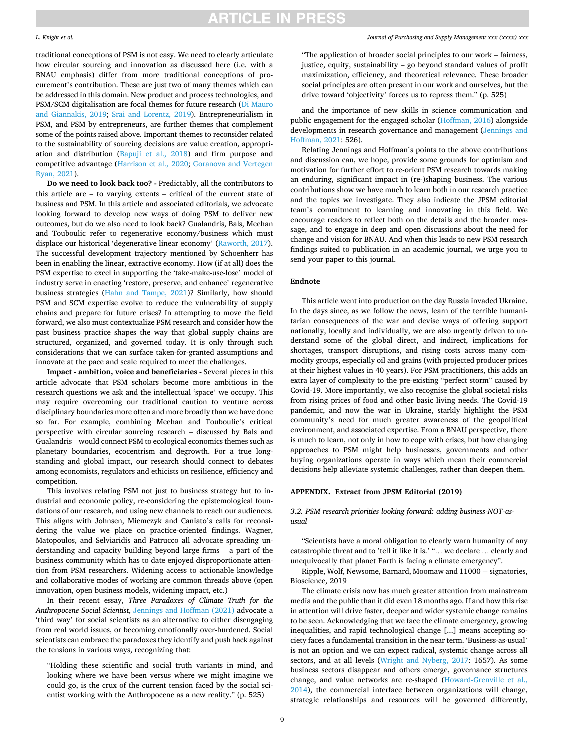traditional conceptions of PSM is not easy. We need to clearly articulate how circular sourcing and innovation as discussed here (i.e. with a BNAU emphasis) differ from more traditional conceptions of procurement's contribution. These are just two of many themes which can be addressed in this domain. New product and process technologies, and PSM/SCM digitalisation are focal themes for future research (Di Mauro and Giannakis, 2019; Srai and Lorentz, 2019). Entrepreneurialism in PSM, and PSM by entrepreneurs, are further themes that complement some of the points raised above. Important themes to reconsider related to the sustainability of sourcing decisions are value creation, appropriation and distribution (Bapuji et al., 2018) and firm purpose and competitive advantage (Harrison et al., 2020; Goranova and Vertegen Ryan, 2021).

**Do we need to look back too? -** Predictably, all the contributors to this article are – to varying extents – critical of the current state of business and PSM. In this article and associated editorials, we advocate looking forward to develop new ways of doing PSM to deliver new outcomes, but do we also need to look back? Gualandris, Bals, Meehan and Touboulic refer to regenerative economy/business which must displace our historical 'degenerative linear economy' (Raworth, 2017). The successful development trajectory mentioned by Schoenherr has been in enabling the linear, extractive economy. How (if at all) does the PSM expertise to excel in supporting the 'take-make-use-lose' model of industry serve in enacting 'restore, preserve, and enhance' regenerative business strategies (Hahn and Tampe, 2021)? Similarly, how should PSM and SCM expertise evolve to reduce the vulnerability of supply chains and prepare for future crises? In attempting to move the field forward, we also must contextualize PSM research and consider how the past business practice shapes the way that global supply chains are structured, organized, and governed today. It is only through such considerations that we can surface taken-for-granted assumptions and innovate at the pace and scale required to meet the challenges.

**Impact - ambition, voice and beneficiaries -** Several pieces in this article advocate that PSM scholars become more ambitious in the research questions we ask and the intellectual 'space' we occupy. This may require overcoming our traditional caution to venture across disciplinary boundaries more often and more broadly than we have done so far. For example, combining Meehan and Touboulic's critical perspective with circular sourcing research – discussed by Bals and Gualandris – would connect PSM to ecological economics themes such as planetary boundaries, ecocentrism and degrowth. For a true long-standing and global impact, our research should connect to debates among economists, regulators and ethicists on resilience, efficiency and competition.

This involves relating PSM not just to business strategy but to industrial and economic policy, re-considering the epistemological foundations of our research, and using new channels to reach our audiences. This aligns with Johnsen, Miemczyk and Caniato's calls for reconsidering the value we place on practice-oriented findings. Wagner, Matopoulos, and Selviaridis and Patrucco all advocate spreading understanding and capacity building beyond large firms – a part of the business community which has to date enjoyed disproportionate attention from PSM researchers. Widening access to actionable knowledge and collaborative modes of working are common threads above (open innovation, open business models, widening impact, etc.)

In their recent essay, *Three Paradoxes of Climate Truth for the Anthropocene Social Scientist*, Jennings and Hoffman (2021) advocate a 'third way' for social scientists as an alternative to either disengaging from real world issues, or becoming emotionally over-burdened. Social scientists can embrace the paradoxes they identify and push back against the tensions in various ways, recognizing that:

> "Holding these scientific and social truth variants in mind, and looking where we have been versus where we might imagine we could go, is the crux of the current tension faced by the social scientist working with the Anthropocene as a new reality." (p. 525)

> "The application of broader social principles to our work – fairness, justice, equity, sustainability – go beyond standard values of profit maximization, efficiency, and theoretical relevance. These broader social principles are often present in our work and ourselves, but the drive toward 'objectivity' forces us to repress them." (p. 525)

and the importance of new skills in science communication and public engagement for the engaged scholar (Hoffman, 2016) alongside developments in research governance and management (Jennings and Hoffman, 2021: 526).

Relating Jennings and Hoffman's points to the above contributions and discussion can, we hope, provide some grounds for optimism and motivation for further effort to re-orient PSM research towards making an enduring, significant impact in (re-)shaping business. The various contributions show we have much to learn both in our research practice and the topics we investigate. They also indicate the JPSM editorial team's commitment to learning and innovating in this field. We encourage readers to reflect both on the details and the broader message, and to engage in deep and open discussions about the need for change and vision for BNAU. And when this leads to new PSM research findings suited to publication in an academic journal, we urge you to send your paper to this journal.

## Endnote

This article went into production on the day Russia invaded Ukraine. In the days since, as we follow the news, learn of the terrible humanitarian consequences of the war and devise ways of offering support nationally, locally and individually, we are also urgently driven to understand some of the global direct, and indirect, implications for shortages, transport disruptions, and rising costs across many commodity groups, especially oil and grains (with projected producer prices at their highest values in 40 years). For PSM practitioners, this adds an extra layer of complexity to the pre-existing "perfect storm" caused by Covid-19. More importantly, we also recognise the global societal risks from rising prices of food and other basic living needs. The Covid-19 pandemic, and now the war in Ukraine, starkly highlight the PSM community's need for much greater awareness of the geopolitical environment, and associated expertise. From a BNAU perspective, there is much to learn, not only in how to cope with crises, but how changing approaches to PSM might help businesses, governments and other buying organizations operate in ways which mean their commercial decisions help alleviate systemic challenges, rather than deepen them.

## APPENDIX. Extract from JPSM Editorial (2019)

### *3.2. PSM research priorities looking forward: adding business-NOT-as-usual*

"Scientists have a moral obligation to clearly warn humanity of any catastrophic threat and to 'tell it like it is.' "… we declare … clearly and unequivocally that planet Earth is facing a climate emergency".

Ripple, Wolf, Newsome, Barnard, Moomaw and 11000 + signatories, Bioscience, 2019

The climate crisis now has much greater attention from mainstream media and the public than it did even 18 months ago. If and how this rise in attention will drive faster, deeper and wider systemic change remains to be seen. Acknowledging that we face the climate emergency, growing inequalities, and rapid technological change […] means accepting society faces a fundamental transition in the near term. 'Business-as-usual' is not an option and we can expect radical, systemic change across all sectors, and at all levels (Wright and Nyberg, 2017: 1657). As some business sectors disappear and others emerge, governance structures change, and value networks are re-shaped (Howard-Grenville et al., 2014), the commercial interface between organizations will change, strategic relationships and resources will be governed differently,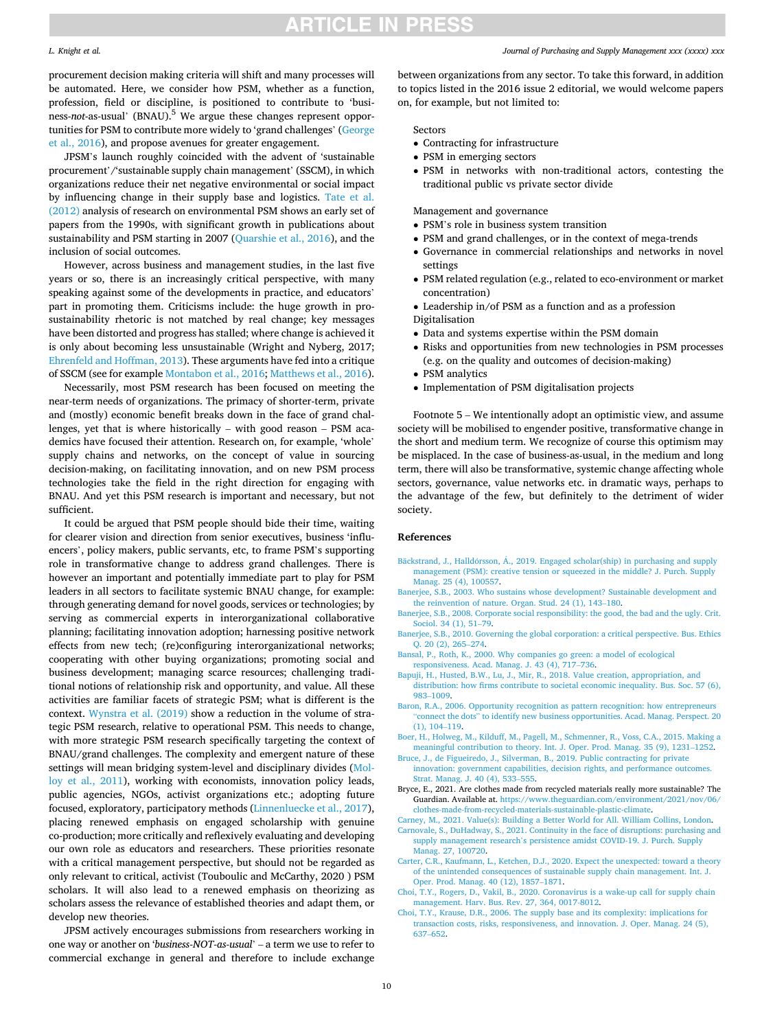procurement decision making criteria will shift and many processes will be automated. Here, we consider how PSM, whether as a function, profession, field or discipline, is positioned to contribute to 'business-*not*-as-usual' (BNAU).[5] We argue these changes represent opportunities for PSM to contribute more widely to 'grand challenges' (George et al., 2016), and propose avenues for greater engagement.

JPSM's launch roughly coincided with the advent of 'sustainable procurement'/'sustainable supply chain management' (SSCM), in which organizations reduce their net negative environmental or social impact by influencing change in their supply base and logistics. Tate et al. (2012) analysis of research on environmental PSM shows an early set of papers from the 1990s, with significant growth in publications about sustainability and PSM starting in 2007 (Quarshie et al., 2016), and the inclusion of social outcomes.

However, across business and management studies, in the last five years or so, there is an increasingly critical perspective, with many speaking against some of the developments in practice, and educators' part in promoting them. Criticisms include: the huge growth in pro-sustainability rhetoric is not matched by real change; key messages have been distorted and progress has stalled; where change is achieved it is only about becoming less unsustainable (Wright and Nyberg, 2017; Ehrenfeld and Hoffman, 2013). These arguments have fed into a critique of SSCM (see for example Montabon et al., 2016; Matthews et al., 2016).

Necessarily, most PSM research has been focused on meeting the near-term needs of organizations. The primacy of shorter-term, private and (mostly) economic benefit breaks down in the face of grand challenges, yet that is where historically – with good reason – PSM academics have focused their attention. Research on, for example, 'whole' supply chains and networks, on the concept of value in sourcing decision-making, on facilitating innovation, and on new PSM process technologies take the field in the right direction for engaging with BNAU. And yet this PSM research is important and necessary, but not sufficient.

It could be argued that PSM people should bide their time, waiting for clearer vision and direction from senior executives, business 'influencers', policy makers, public servants, etc, to frame PSM's supporting role in transformative change to address grand challenges. There is however an important and potentially immediate part to play for PSM leaders in all sectors to facilitate systemic BNAU change, for example: through generating demand for novel goods, services or technologies; by serving as commercial experts in interorganizational collaborative planning; facilitating innovation adoption; harnessing positive network effects from new tech; (re)configuring interorganizational networks; cooperating with other buying organizations; promoting social and business development; managing scarce resources; challenging traditional notions of relationship risk and opportunity, and value. All these activities are familiar facets of strategic PSM; what is different is the context. Wynstra et al. (2019) show a reduction in the volume of strategic PSM research, relative to operational PSM. This needs to change, with more strategic PSM research specifically targeting the context of BNAU/grand challenges. The complexity and emergent nature of these settings will mean bridging system-level and disciplinary divides (Molloy et al., 2011), working with economists, innovation policy leads, public agencies, NGOs, activist organizations etc.; adopting future focused, exploratory, participatory methods (Linnenluecke et al., 2017), placing renewed emphasis on engaged scholarship with genuine co-production; more critically and reflexively evaluating and developing our own role as educators and researchers. These priorities resonate with a critical management perspective, but should not be regarded as only relevant to critical, activist (Touboulic and McCarthy, 2020 ) PSM scholars. It will also lead to a renewed emphasis on theorizing as scholars assess the relevance of established theories and adapt them, or develop new theories.

JPSM actively encourages submissions from researchers working in one way or another on '*business-NOT-as-usual*' – a term we use to refer to commercial exchange in general and therefore to include exchange between organizations from any sector. To take this forward, in addition to topics listed in the 2016 issue 2 editorial, we would welcome papers on, for example, but not limited to:

Sectors
- Contracting for infrastructure
- PSM in emerging sectors
- PSM in networks with non-traditional actors, contesting the traditional public vs private sector divide

Management and governance
- PSM's role in business system transition
- PSM and grand challenges, or in the context of mega-trends
- Governance in commercial relationships and networks in novel settings
- PSM related regulation (e.g., related to eco-environment or market concentration)
- Leadership in/of PSM as a function and as a profession

Digitalisation
- Data and systems expertise within the PSM domain
- Risks and opportunities from new technologies in PSM processes (e.g. on the quality and outcomes of decision-making)
- PSM analytics
- Implementation of PSM digitalisation projects

Footnote 5 – We intentionally adopt an optimistic view, and assume society will be mobilised to engender positive, transformative change in the short and medium term. We recognize of course this optimism may be misplaced. In the case of business-as-usual, in the medium and long term, there will also be transformative, systemic change affecting whole sectors, governance, value networks etc. in dramatic ways, perhaps to the advantage of the few, but definitely to the detriment of wider society.

## References

Bäckstrand, J., Halldórsson, Á., 2019. Engaged scholar(ship) in purchasing and supply management (PSM): creative tension or squeezed in the middle? J. Purch. Supply Manag. 25 (4), 100557.

Banerjee, S.B., 2003. Who sustains whose development? Sustainable development and the reinvention of nature. Organ. Stud. 24 (1), 143–180.

Banerjee, S.B., 2008. Corporate social responsibility: the good, the bad and the ugly. Crit. Sociol. 34 (1), 51–79.

Banerjee, S.B., 2010. Governing the global corporation: a critical perspective. Bus. Ethics Q. 20 (2), 265–274.

Bansal, P., Roth, K., 2000. Why companies go green: a model of ecological responsiveness. Acad. Manag. J. 43 (4), 717–736.

Bapuji, H., Husted, B.W., Lu, J., Mir, R., 2018. Value creation, appropriation, and distribution: how firms contribute to societal economic inequality. Bus. Soc. 57 (6), 983–1009.

Baron, R.A., 2006. Opportunity recognition as pattern recognition: how entrepreneurs "connect the dots" to identify new business opportunities. Acad. Manag. Perspect. 20 (1), 104–119.

Boer, H., Holweg, M., Kilduff, M., Pagell, M., Schmenner, R., Voss, C.A., 2015. Making a meaningful contribution to theory. Int. J. Oper. Prod. Manag. 35 (9), 1231–1252.

Bruce, J., de Figueiredo, J., Silverman, B., 2019. Public contracting for private innovation: government capabilities, decision rights, and performance outcomes. Strat. Manag. J. 40 (4), 533–555.

Bryce, E., 2021. Are clothes made from recycled materials really more sustainable? The Guardian. Available at. https://www.theguardian.com/environment/2021/nov/06/clothes-made-from-recycled-materials-sustainable-plastic-climate.

Carney, M., 2021. Value(s): Building a Better World for All. William Collins, London.

Carnovale, S., DuHadway, S., 2021. Continuity in the face of disruptions: purchasing and supply management research's persistence amidst COVID-19. J. Purch. Supply Manag. 27, 100720.

Carter, C.R., Kaufmann, L., Ketchen, D.J., 2020. Expect the unexpected: toward a theory of the unintended consequences of sustainable supply chain management. Int. J. Oper. Prod. Manag. 40 (12), 1857–1871.

Choi, T.Y., Rogers, D., Vakil, B., 2020. Coronavirus is a wake-up call for supply chain management. Harv. Bus. Rev. 27, 364, 0017-8012.

Choi, T.Y., Krause, D.R., 2006. The supply base and its complexity: implications for transaction costs, risks, responsiveness, and innovation. J. Oper. Manag. 24 (5), 637–652.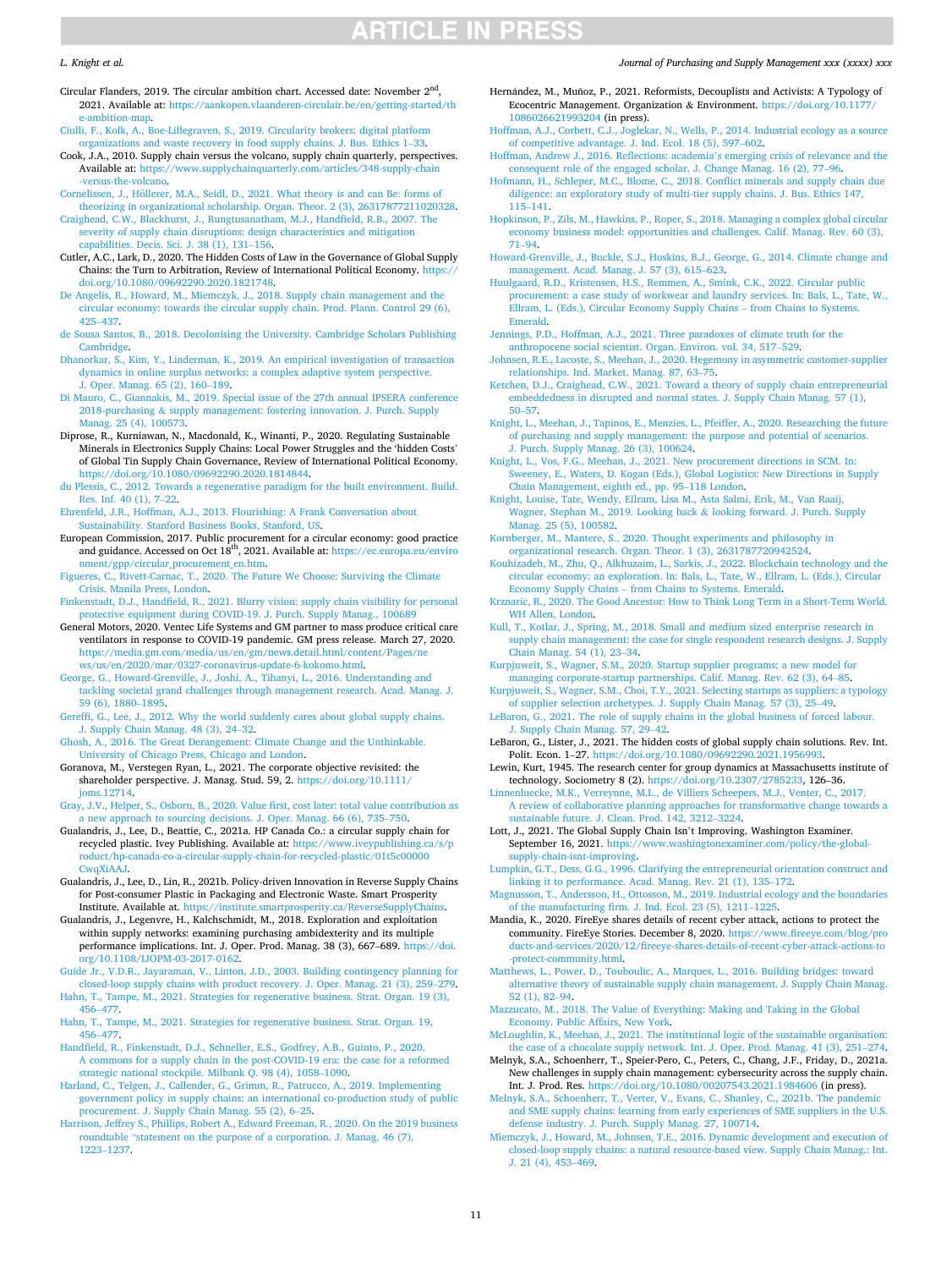Circular Flanders, 2019. The circular ambition chart. Accessed date: November 2nd, 2021. Available at: https://aankopen.vlaanderen-circulair.be/en/getting-started/the-ambition-map.

Ciulli, F., Kolk, A., Boe-Lillegraven, S., 2019. Circularity brokers: digital platform organizations and waste recovery in food supply chains. J. Bus. Ethics 1–33.

Cook, J.A., 2010. Supply chain versus the volcano, supply chain quarterly, perspectives. Available at: https://www.supplychainquarterly.com/articles/348-supply-chain-versus-the-volcano.

Cornelissen, J., Höllerer, M.A., Seidl, D., 2021. What theory is and can Be: forms of theorizing in organizational scholarship. Organ. Theor. 2 (3), 26317877211020328.

Craighead, C.W., Blackhurst, J., Rungtusanatham, M.J., Handfield, R.B., 2007. The severity of supply chain disruptions: design characteristics and mitigation capabilities. Decis. Sci. J. 38 (1), 131–156.

Cutler, A.C., Lark, D., 2020. The Hidden Costs of Law in the Governance of Global Supply Chains: the Turn to Arbitration, Review of International Political Economy. https://doi.org/10.1080/09692290.2020.1821748.

De Angelis, R., Howard, M., Miemczyk, J., 2018. Supply chain management and the circular economy: towards the circular supply chain. Prod. Plann. Control 29 (6), 425–437.

de Sousa Santos, B., 2018. Decolonising the University. Cambridge Scholars Publishing Cambridge.

Dhanorkar, S., Kim, Y., Linderman, K., 2019. An empirical investigation of transaction dynamics in online surplus networks: a complex adaptive system perspective. J. Oper. Manag. 65 (2), 160–189.

Di Mauro, C., Giannakis, M., 2019. Special issue of the 27th annual IPSERA conference 2018-purchasing & supply management: fostering innovation. J. Purch. Supply Manag. 25 (4), 100573.

Diprose, R., Kurniawan, N., Macdonald, K., Winanti, P., 2020. Regulating Sustainable Minerals in Electronics Supply Chains: Local Power Struggles and the 'hidden Costs' of Global Tin Supply Chain Governance, Review of International Political Economy. https://doi.org/10.1080/09692290.2020.1814844.

du Plessis, C., 2012. Towards a regenerative paradigm for the built environment. Build. Res. Inf. 40 (1), 7–22.

Ehrenfeld, J.R., Hoffman, A.J., 2013. Flourishing: A Frank Conversation about Sustainability. Stanford Business Books, Stanford, US.

European Commission, 2017. Public procurement for a circular economy: good practice and guidance. Accessed on Oct 18th, 2021. Available at: https://ec.europa.eu/environment/gpp/circular_procurement_en.htm.

Figueres, C., Rivett-Carnac, T., 2020. The Future We Choose: Surviving the Climate Crisis. Manila Press, London.

Finkenstadt, D.J., Handfield, R., 2021. Blurry vision: supply chain visibility for personal protective equipment during COVID-19. J. Purch. Supply Manag., 100689

General Motors, 2020. Ventec Life Systems and GM partner to mass produce critical care ventilators in response to COVID-19 pandemic. GM press release. March 27, 2020. https://media.gm.com/media/us/en/gm/news.detail.html/content/Pages/news/us/en/2020/mar/0327-coronavirus-update-6-kokomo.html.

George, G., Howard-Grenville, J., Joshi, A., Tihanyi, L., 2016. Understanding and tackling societal grand challenges through management research. Acad. Manag. J. 59 (6), 1880–1895.

Gereffi, G., Lee, J., 2012. Why the world suddenly cares about global supply chains. J. Supply Chain Manag. 48 (3), 24–32.

Ghosh, A., 2016. The Great Derangement: Climate Change and the Unthinkable. University of Chicago Press, Chicago and London.

Goranova, M., Verstegen Ryan, L., 2021. The corporate objective revisited: the shareholder perspective. J. Manag. Stud. 59, 2. https://doi.org/10.1111/joms.12714.

Gray, J.V., Helper, S., Osborn, B., 2020. Value first, cost later: total value contribution as a new approach to sourcing decisions. J. Oper. Manag. 66 (6), 735–750.

Gualandris, J., Lee, D., Beattie, C., 2021a. HP Canada Co.: a circular supply chain for recycled plastic. Ivey Publishing. Available at: https://www.iveypublishing.ca/s/product/hp-canada-co-a-circular-supply-chain-for-recycled-plastic/01t5c00000CwqXiAAJ.

Gualandris, J., Lee, D., Lin, R., 2021b. Policy-driven Innovation in Reverse Supply Chains for Post-consumer Plastic in Packaging and Electronic Waste. Smart Prosperity Institute. Available at. https://institute.smartprosperity.ca/ReverseSupplyChains.

Gualandris, J., Legenvre, H., Kalchschmidt, M., 2018. Exploration and exploitation within supply networks: examining purchasing ambidexterity and its multiple performance implications. Int. J. Oper. Prod. Manag. 38 (3), 667–689. https://doi.org/10.1108/IJOPM-03-2017-0162.

Guide Jr., V.D.R., Jayaraman, V., Linton, J.D., 2003. Building contingency planning for closed-loop supply chains with product recovery. J. Oper. Manag. 21 (3), 259–279.

Hahn, T., Tampe, M., 2021. Strategies for regenerative business. Strat. Organ. 19 (3), 456–477.

Hahn, T., Tampe, M., 2021. Strategies for regenerative business. Strat. Organ. 19, 456–477.

Handfield, R., Finkenstadt, D.J., Schneller, E.S., Godfrey, A.B., Guinto, P., 2020. A commons for a supply chain in the post-COVID-19 era: the case for a reformed strategic national stockpile. Milbank Q. 98 (4), 1058–1090.

Harland, C., Telgen, J., Callender, G., Grimm, R., Patrucco, A., 2019. Implementing government policy in supply chains: an international co-production study of public procurement. J. Supply Chain Manag. 55 (2), 6–25.

Harrison, Jeffrey S., Phillips, Robert A., Edward Freeman, R., 2020. On the 2019 business roundtable "statement on the purpose of a corporation. J. Manag. 46 (7), 1223–1237.

Hernández, M., Muñoz, P., 2021. Reformists, Decouplists and Activists: A Typology of Ecocentric Management. Organization & Environment. https://doi.org/10.1177/1086026621993204 (in press).

Hoffman, A.J., Corbett, C.J., Joglekar, N., Wells, P., 2014. Industrial ecology as a source of competitive advantage. J. Ind. Ecol. 18 (5), 597–602.

Hoffman, Andrew J., 2016. Reflections: academia's emerging crisis of relevance and the consequent role of the engaged scholar. J. Change Manag. 16 (2), 77–96.

Hofmann, H., Schleper, M.C., Blome, C., 2018. Conflict minerals and supply chain due diligence: an exploratory study of multi-tier supply chains. J. Bus. Ethics 147, 115–141.

Hopkinson, P., Zils, M., Hawkins, P., Roper, S., 2018. Managing a complex global circular economy business model: opportunities and challenges. Calif. Manag. Rev. 60 (3), 71–94.

Howard-Grenville, J., Buckle, S.J., Hoskins, B.J., George, G., 2014. Climate change and management. Acad. Manag. J. 57 (3), 615–623.

Huulgaard, R.D., Kristensen, H.S., Remmen, A., Smink, C.K., 2022. Circular public procurement: a case study of workwear and laundry services. In: Bals, L., Tate, W., Ellram, L. (Eds.), Circular Economy Supply Chains – from Chains to Systems. Emerald.

Jennings, P.D., Hoffman, A.J., 2021. Three paradoxes of climate truth for the anthropocene social scientist. Organ. Environ. vol. 34, 517–529.

Johnsen, R.E., Lacoste, S., Meehan, J., 2020. Hegemony in asymmetric customer-supplier relationships. Ind. Market. Manag. 87, 63–75.

Ketchen, D.J., Craighead, C.W., 2021. Toward a theory of supply chain entrepreneurial embeddedness in disrupted and normal states. J. Supply Chain Manag. 57 (1), 50–57.

Knight, L., Meehan, J., Tapinos, E., Menzies, L., Pfeiffer, A., 2020. Researching the future of purchasing and supply management: the purpose and potential of scenarios. J. Purch. Supply Manag. 26 (3), 100624.

Knight, L., Vos, F.G., Meehan, J., 2021. New procurement directions in SCM. In: Sweeney, E., Waters, D. Kogan (Eds.), Global Logistics: New Directions in Supply Chain Management, eighth ed., pp. 95–118 London.

Knight, Louise, Tate, Wendy, Ellram, Lisa M., Asta Salmi, Erik, M., Van Raaij, Wagner, Stephan M., 2019. Looking back & looking forward. J. Purch. Supply Manag. 25 (5), 100582.

Kornberger, M., Mantere, S., 2020. Thought experiments and philosophy in organizational research. Organ. Theor. 1 (3), 2631787720942524.

Kouhizadeh, M., Zhu, Q., Alkhuzaim, L., Sarkis, J., 2022. Blockchain technology and the circular economy: an exploration. In: Bals, L., Tate, W., Ellram, L. (Eds.), Circular Economy Supply Chains – from Chains to Systems. Emerald.

Krznaric, R., 2020. The Good Ancestor: How to Think Long Term in a Short-Term World. WH Allen, London.

Kull, T., Kotlar, J., Spring, M., 2018. Small and medium sized enterprise research in supply chain management: the case for single respondent research designs. J. Supply Chain Manag. 54 (1), 23–34.

Kurpjuweit, S., Wagner, S.M., 2020. Startup supplier programs: a new model for managing corporate-startup partnerships. Calif. Manag. Rev. 62 (3), 64–85.

Kurpjuweit, S., Wagner, S.M., Choi, T.Y., 2021. Selecting startups as suppliers: a typology of supplier selection archetypes. J. Supply Chain Manag. 57 (3), 25–49.

LeBaron, G., 2021. The role of supply chains in the global business of forced labour. J. Supply Chain Manag. 57, 29–42.

LeBaron, G., Lister, J., 2021. The hidden costs of global supply chain solutions. Rev. Int. Polit. Econ. 1–27. https://doi.org/10.1080/09692290.2021.1956993.

Lewin, Kurt, 1945. The research center for group dynamics at Massachusetts institute of technology. Sociometry 8 (2). https://doi.org/10.2307/2785233, 126–36.

Linnenluecke, M.K., Verreynne, M.L., de Villiers Scheepers, M.J., Venter, C., 2017. A review of collaborative planning approaches for transformative change towards a sustainable future. J. Clean. Prod. 142, 3212–3224.

Lott, J., 2021. The Global Supply Chain Isn't Improving. Washington Examiner. September 16, 2021. https://www.washingtonexaminer.com/policy/the-global-supply-chain-isnt-improving.

Lumpkin, G.T., Dess, G.G., 1996. Clarifying the entrepreneurial orientation construct and linking it to performance. Acad. Manag. Rev. 21 (1), 135–172.

Magnusson, T., Andersson, H., Ottosson, M., 2019. Industrial ecology and the boundaries of the manufacturing firm. J. Ind. Ecol. 23 (5), 1211–1225.

Mandia, K., 2020. FireEye shares details of recent cyber attack, actions to protect the community. FireEye Stories. December 8, 2020. https://www.fireeye.com/blog/products-and-services/2020/12/fireeye-shares-details-of-recent-cyber-attack-actions-to-protect-community.html.

Matthews, L., Power, D., Touboulic, A., Marques, L., 2016. Building bridges: toward alternative theory of sustainable supply chain management. J. Supply Chain Manag. 52 (1), 82–94.

Mazzucato, M., 2018. The Value of Everything: Making and Taking in the Global Economy. Public Affairs, New York.

McLoughlin, K., Meehan, J., 2021. The institutional logic of the sustainable organisation: the case of a chocolate supply network. Int. J. Oper. Prod. Manag. 41 (3), 251–274.

Melnyk, S.A., Schoenherr, T., Speier-Pero, C., Peters, C., Chang, J.F., Friday, D., 2021a. New challenges in supply chain management: cybersecurity across the supply chain. Int. J. Prod. Res. https://doi.org/10.1080/00207543.2021.1984606 (in press).

Melnyk, S.A., Schoenherr, T., Verter, V., Evans, C., Shanley, C., 2021b. The pandemic and SME supply chains: learning from early experiences of SME suppliers in the U.S. defense industry. J. Purch. Supply Manag. 27, 100714.

Miemczyk, J., Howard, M., Johnsen, T.E., 2016. Dynamic development and execution of closed-loop supply chains: a natural resource-based view. Supply Chain Manag.: Int. J. 21 (4), 453–469.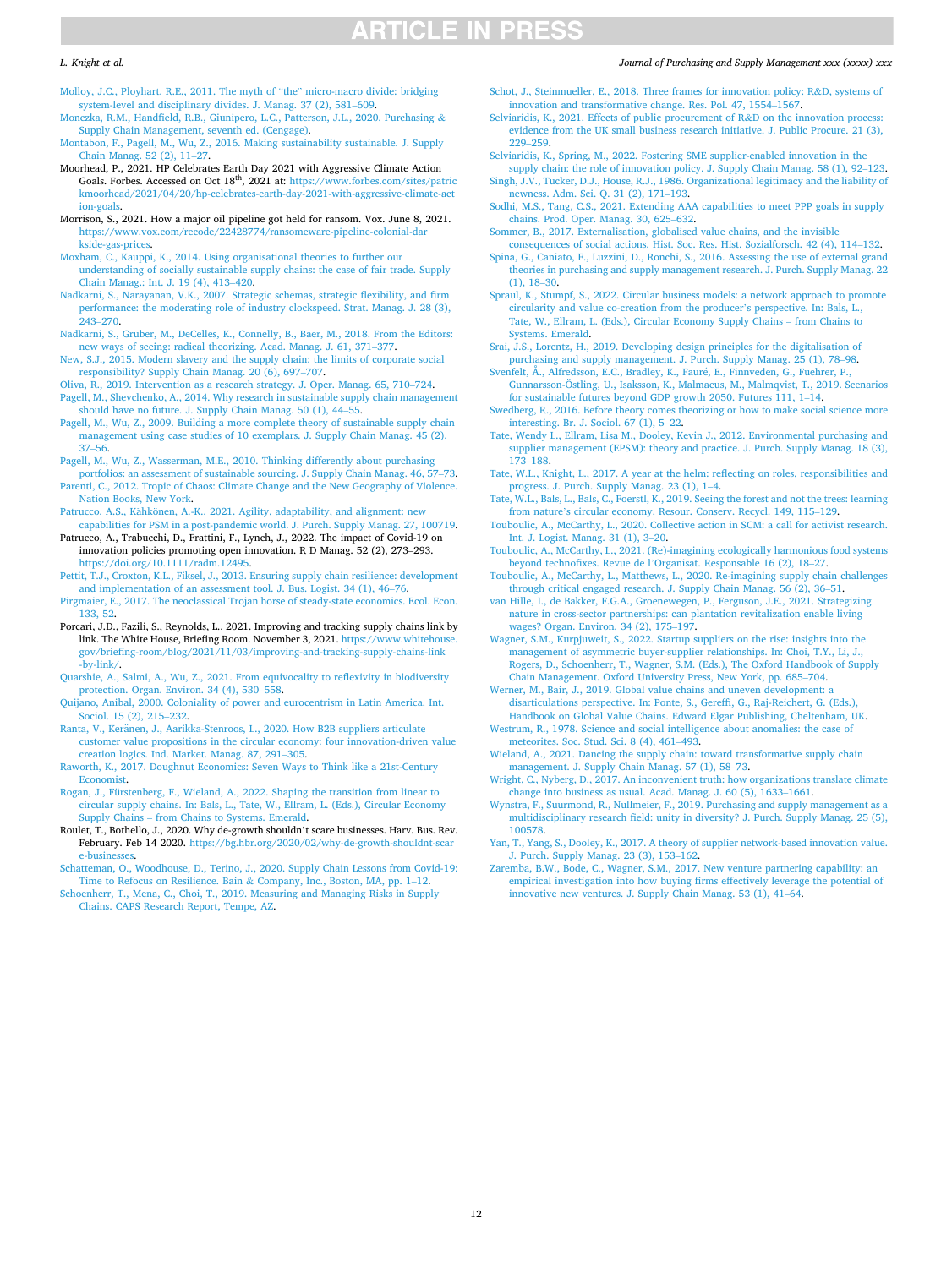Molloy, J.C., Ployhart, R.E., 2011. The myth of "the" micro-macro divide: bridging system-level and disciplinary divides. J. Manag. 37 (2), 581–609.

Monczka, R.M., Handfield, R.B., Giunipero, L.C., Patterson, J.L., 2020. Purchasing & Supply Chain Management, seventh ed. (Cengage).

Montabon, F., Pagell, M., Wu, Z., 2016. Making sustainability sustainable. J. Supply Chain Manag. 52 (2), 11–27.

Moorhead, P., 2021. HP Celebrates Earth Day 2021 with Aggressive Climate Action Goals. Forbes. Accessed on Oct 18th, 2021 at: https://www.forbes.com/sites/patrickmoorhead/2021/04/20/hp-celebrates-earth-day-2021-with-aggressive-climate-action-goals.

Morrison, S., 2021. How a major oil pipeline got held for ransom. Vox. June 8, 2021. https://www.vox.com/recode/22428774/ransomeware-pipeline-colonial-darkside-gas-prices.

Moxham, C., Kauppi, K., 2014. Using organisational theories to further our understanding of socially sustainable supply chains: the case of fair trade. Supply Chain Manag.: Int. J. 19 (4), 413–420.

Nadkarni, S., Narayanan, V.K., 2007. Strategic schemas, strategic flexibility, and firm performance: the moderating role of industry clockspeed. Strat. Manag. J. 28 (3), 243–270.

Nadkarni, S., Gruber, M., DeCelles, K., Connelly, B., Baer, M., 2018. From the Editors: new ways of seeing: radical theorizing. Acad. Manag. J. 61, 371–377.

New, S.J., 2015. Modern slavery and the supply chain: the limits of corporate social responsibility? Supply Chain Manag. 20 (6), 697–707.

Oliva, R., 2019. Intervention as a research strategy. J. Oper. Manag. 65, 710–724.

Pagell, M., Shevchenko, A., 2014. Why research in sustainable supply chain management should have no future. J. Supply Chain Manag. 50 (1), 44–55.

Pagell, M., Wu, Z., 2009. Building a more complete theory of sustainable supply chain management using case studies of 10 exemplars. J. Supply Chain Manag. 45 (2), 37–56.

Pagell, M., Wu, Z., Wasserman, M.E., 2010. Thinking differently about purchasing portfolios: an assessment of sustainable sourcing. J. Supply Chain Manag. 46, 57–73.

Parenti, C., 2012. Tropic of Chaos: Climate Change and the New Geography of Violence. Nation Books, New York.

Patrucco, A.S., Kähkönen, A.-K., 2021. Agility, adaptability, and alignment: new capabilities for PSM in a post-pandemic world. J. Purch. Supply Manag. 27, 100719.

Patrucco, A., Trabucchi, D., Frattini, F., Lynch, J., 2022. The impact of Covid-19 on innovation policies promoting open innovation. R D Manag. 52 (2), 273–293. https://doi.org/10.1111/radm.12495.

Pettit, T.J., Croxton, K.L., Fiksel, J., 2013. Ensuring supply chain resilience: development and implementation of an assessment tool. J. Bus. Logist. 34 (1), 46–76.

Pirgmaier, E., 2017. The neoclassical Trojan horse of steady-state economics. Ecol. Econ. 133, 52.

Porcari, J.D., Fazili, S., Reynolds, L., 2021. Improving and tracking supply chains link by link. The White House, Briefing Room. November 3, 2021. https://www.whitehouse.gov/briefing-room/blog/2021/11/03/improving-and-tracking-supply-chains-link-by-link/.

Quarshie, A., Salmi, A., Wu, Z., 2021. From equivocality to reflexivity in biodiversity protection. Organ. Environ. 34 (4), 530–558.

Quijano, Anibal, 2000. Coloniality of power and eurocentrism in Latin America. Int. Sociol. 15 (2), 215–232.

Ranta, V., Keränen, J., Aarikka-Stenroos, L., 2020. How B2B suppliers articulate customer value propositions in the circular economy: four innovation-driven value creation logics. Ind. Market. Manag. 87, 291–305.

Raworth, K., 2017. Doughnut Economics: Seven Ways to Think like a 21st-Century Economist.

Rogan, J., Fürstenberg, F., Wieland, A., 2022. Shaping the transition from linear to circular supply chains. In: Bals, L., Tate, W., Ellram, L. (Eds.), Circular Economy Supply Chains – from Chains to Systems. Emerald.

Roulet, T., Bothello, J., 2020. Why de-growth shouldn't scare businesses. Harv. Bus. Rev. February. Feb 14 2020. https://bg.hbr.org/2020/02/why-de-growth-shouldnt-scare-businesses.

Schatteman, O., Woodhouse, D., Terino, J., 2020. Supply Chain Lessons from Covid-19: Time to Refocus on Resilience. Bain & Company, Inc., Boston, MA, pp. 1–12.

Schoenherr, T., Mena, C., Choi, T., 2019. Measuring and Managing Risks in Supply Chains. CAPS Research Report, Tempe, AZ.

Schot, J., Steinmueller, E., 2018. Three frames for innovation policy: R&D, systems of innovation and transformative change. Res. Pol. 47, 1554–1567.

Selviaridis, K., 2021. Effects of public procurement of R&D on the innovation process: evidence from the UK small business research initiative. J. Public Procure. 21 (3), 229–259.

Selviaridis, K., Spring, M., 2022. Fostering SME supplier-enabled innovation in the supply chain: the role of innovation policy. J. Supply Chain Manag. 58 (1), 92–123.

Singh, J.V., Tucker, D.J., House, R.J., 1986. Organizational legitimacy and the liability of newness. Adm. Sci. Q. 31 (2), 171–193.

Sodhi, M.S., Tang, C.S., 2021. Extending AAA capabilities to meet PPP goals in supply chains. Prod. Oper. Manag. 30, 625–632.

Sommer, B., 2017. Externalisation, globalised value chains, and the invisible consequences of social actions. Hist. Soc. Res. Hist. Sozialforsch. 42 (4), 114–132.

Spina, G., Caniato, F., Luzzini, D., Ronchi, S., 2016. Assessing the use of external grand theories in purchasing and supply management research. J. Purch. Supply Manag. 22 (1), 18–30.

Spraul, K., Stumpf, S., 2022. Circular business models: a network approach to promote circularity and value co-creation from the producer's perspective. In: Bals, L., Tate, W., Ellram, L. (Eds.), Circular Economy Supply Chains – from Chains to Systems. Emerald.

Srai, J.S., Lorentz, H., 2019. Developing design principles for the digitalisation of purchasing and supply management. J. Purch. Supply Manag. 25 (1), 78–98.

Svenfelt, Å., Alfredsson, E.C., Bradley, K., Fauré, E., Finnveden, G., Fuehrer, P., Gunnarsson-Östling, U., Isaksson, K., Malmaeus, M., Malmqvist, T., 2019. Scenarios for sustainable futures beyond GDP growth 2050. Futures 111, 1–14.

Swedberg, R., 2016. Before theory comes theorizing or how to make social science more interesting. Br. J. Sociol. 67 (1), 5–22.

Tate, Wendy L., Ellram, Lisa M., Dooley, Kevin J., 2012. Environmental purchasing and supplier management (EPSM): theory and practice. J. Purch. Supply Manag. 18 (3), 173–188.

Tate, W.L., Knight, L., 2017. A year at the helm: reflecting on roles, responsibilities and progress. J. Purch. Supply Manag. 23 (1), 1–4.

Tate, W.L., Bals, L., Bals, C., Foerstl, K., 2019. Seeing the forest and not the trees: learning from nature's circular economy. Resour. Conserv. Recycl. 149, 115–129.

Touboulic, A., McCarthy, L., 2020. Collective action in SCM: a call for activist research. Int. J. Logist. Manag. 31 (1), 3–20.

Touboulic, A., McCarthy, L., 2021. (Re)-imagining ecologically harmonious food systems beyond technofixes. Revue de l'Organisat. Responsable 16 (2), 18–27.

Touboulic, A., McCarthy, L., Matthews, L., 2020. Re-imagining supply chain challenges through critical engaged research. J. Supply Chain Manag. 56 (2), 36–51.

van Hille, I., de Bakker, F.G.A., Groenewegen, P., Ferguson, J.E., 2021. Strategizing nature in cross-sector partnerships: can plantation revitalization enable living wages? Organ. Environ. 34 (2), 175–197.

Wagner, S.M., Kurpjuweit, S., 2022. Startup suppliers on the rise: insights into the management of asymmetric buyer-supplier relationships. In: Choi, T.Y., Li, J., Rogers, D., Schoenherr, T., Wagner, S.M. (Eds.), The Oxford Handbook of Supply Chain Management. Oxford University Press, New York, pp. 685–704.

Werner, M., Bair, J., 2019. Global value chains and uneven development: a disarticulations perspective. In: Ponte, S., Gereffi, G., Raj-Reichert, G. (Eds.), Handbook on Global Value Chains. Edward Elgar Publishing, Cheltenham, UK.

Westrum, R., 1978. Science and social intelligence about anomalies: the case of meteorites. Soc. Stud. Sci. 8 (4), 461–493.

Wieland, A., 2021. Dancing the supply chain: toward transformative supply chain management. J. Supply Chain Manag. 57 (1), 58–73.

Wright, C., Nyberg, D., 2017. An inconvenient truth: how organizations translate climate change into business as usual. Acad. Manag. J. 60 (5), 1633–1661.

Wynstra, F., Suurmond, R., Nullmeier, F., 2019. Purchasing and supply management as a multidisciplinary research field: unity in diversity? J. Purch. Supply Manag. 25 (5), 100578.

Yan, T., Yang, S., Dooley, K., 2017. A theory of supplier network-based innovation value. J. Purch. Supply Manag. 23 (3), 153–162.

Zaremba, B.W., Bode, C., Wagner, S.M., 2017. New venture partnering capability: an empirical investigation into how buying firms effectively leverage the potential of innovative new ventures. J. Supply Chain Manag. 53 (1), 41–64.